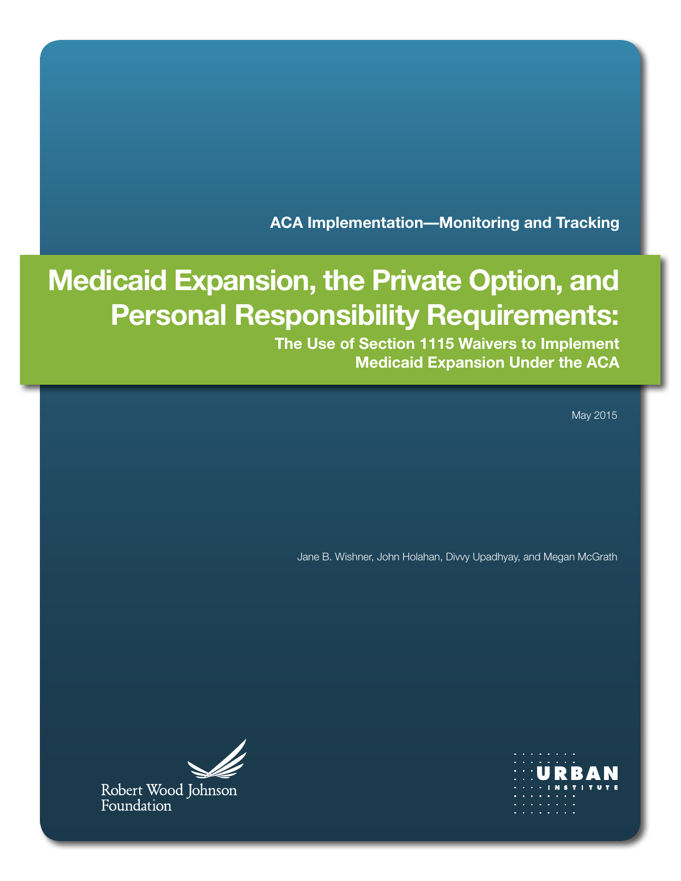ACA Implementation—Monitoring and Tracking

# Medicaid Expansion, the Private Option, and Personal Responsibility Requirements:

## The Use of Section 1115 Waivers to Implement Medicaid Expansion Under the ACA

May 2015

Jane B. Wishner, John Holahan, Divvy Upadhyay, and Megan McGrath

Robert Wood Johnson Foundation

URBAN INSTITUTE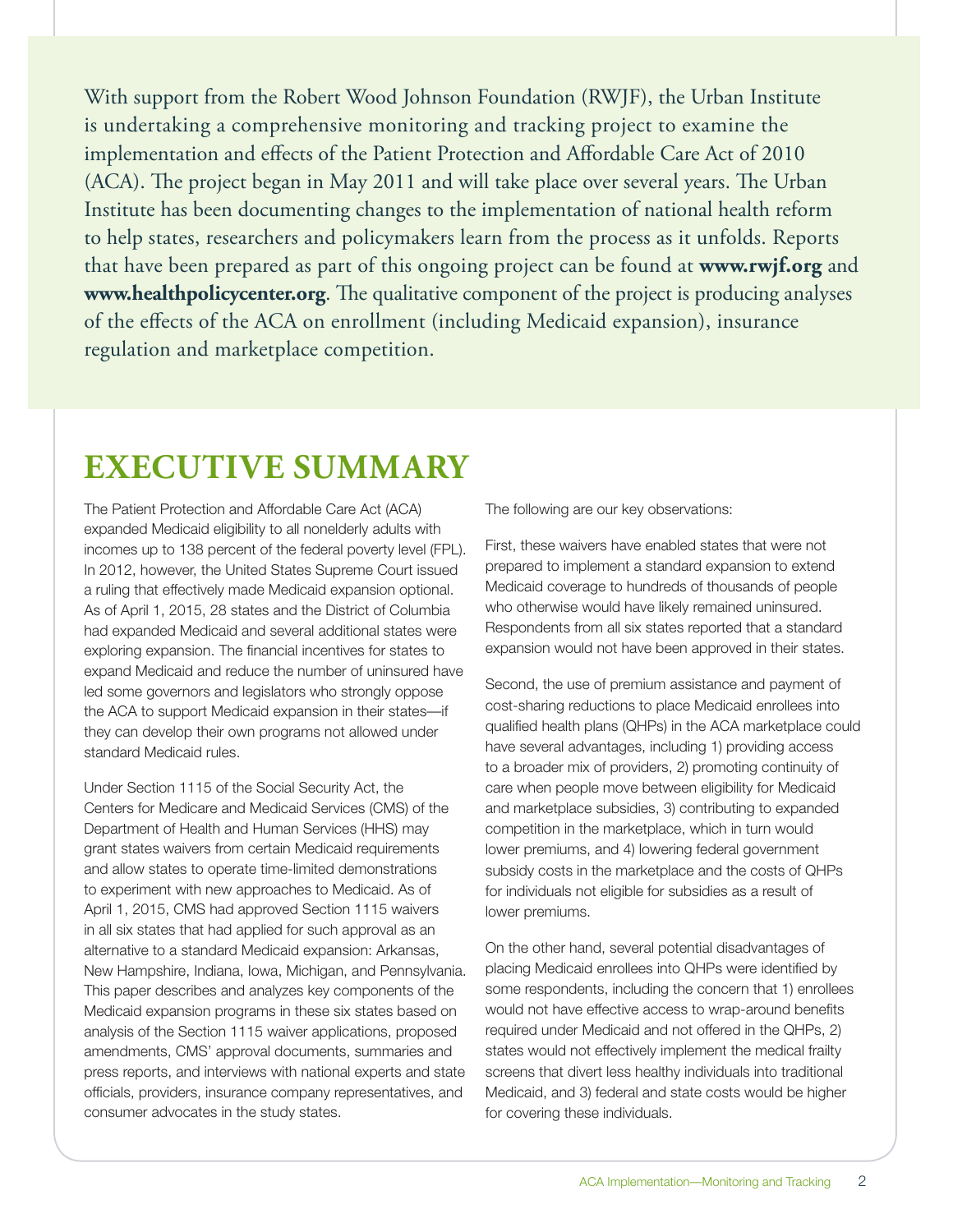With support from the Robert Wood Johnson Foundation (RWJF), the Urban Institute is undertaking a comprehensive monitoring and tracking project to examine the implementation and effects of the Patient Protection and Affordable Care Act of 2010 (ACA). The project began in May 2011 and will take place over several years. The Urban Institute has been documenting changes to the implementation of national health reform to help states, researchers and policymakers learn from the process as it unfolds. Reports that have been prepared as part of this ongoing project can be found at **www.rwjf.org** and **www.healthpolicycenter.org**. The qualitative component of the project is producing analyses of the effects of the ACA on enrollment (including Medicaid expansion), insurance regulation and marketplace competition.

# EXECUTIVE SUMMARY

The Patient Protection and Affordable Care Act (ACA) expanded Medicaid eligibility to all nonelderly adults with incomes up to 138 percent of the federal poverty level (FPL). In 2012, however, the United States Supreme Court issued a ruling that effectively made Medicaid expansion optional. As of April 1, 2015, 28 states and the District of Columbia had expanded Medicaid and several additional states were exploring expansion. The financial incentives for states to expand Medicaid and reduce the number of uninsured have led some governors and legislators who strongly oppose the ACA to support Medicaid expansion in their states—if they can develop their own programs not allowed under standard Medicaid rules.

Under Section 1115 of the Social Security Act, the Centers for Medicare and Medicaid Services (CMS) of the Department of Health and Human Services (HHS) may grant states waivers from certain Medicaid requirements and allow states to operate time-limited demonstrations to experiment with new approaches to Medicaid. As of April 1, 2015, CMS had approved Section 1115 waivers in all six states that had applied for such approval as an alternative to a standard Medicaid expansion: Arkansas, New Hampshire, Indiana, Iowa, Michigan, and Pennsylvania. This paper describes and analyzes key components of the Medicaid expansion programs in these six states based on analysis of the Section 1115 waiver applications, proposed amendments, CMS' approval documents, summaries and press reports, and interviews with national experts and state officials, providers, insurance company representatives, and consumer advocates in the study states.

The following are our key observations:

First, these waivers have enabled states that were not prepared to implement a standard expansion to extend Medicaid coverage to hundreds of thousands of people who otherwise would have likely remained uninsured. Respondents from all six states reported that a standard expansion would not have been approved in their states.

Second, the use of premium assistance and payment of cost-sharing reductions to place Medicaid enrollees into qualified health plans (QHPs) in the ACA marketplace could have several advantages, including 1) providing access to a broader mix of providers, 2) promoting continuity of care when people move between eligibility for Medicaid and marketplace subsidies, 3) contributing to expanded competition in the marketplace, which in turn would lower premiums, and 4) lowering federal government subsidy costs in the marketplace and the costs of QHPs for individuals not eligible for subsidies as a result of lower premiums.

On the other hand, several potential disadvantages of placing Medicaid enrollees into QHPs were identified by some respondents, including the concern that 1) enrollees would not have effective access to wrap-around benefits required under Medicaid and not offered in the QHPs, 2) states would not effectively implement the medical frailty screens that divert less healthy individuals into traditional Medicaid, and 3) federal and state costs would be higher for covering these individuals.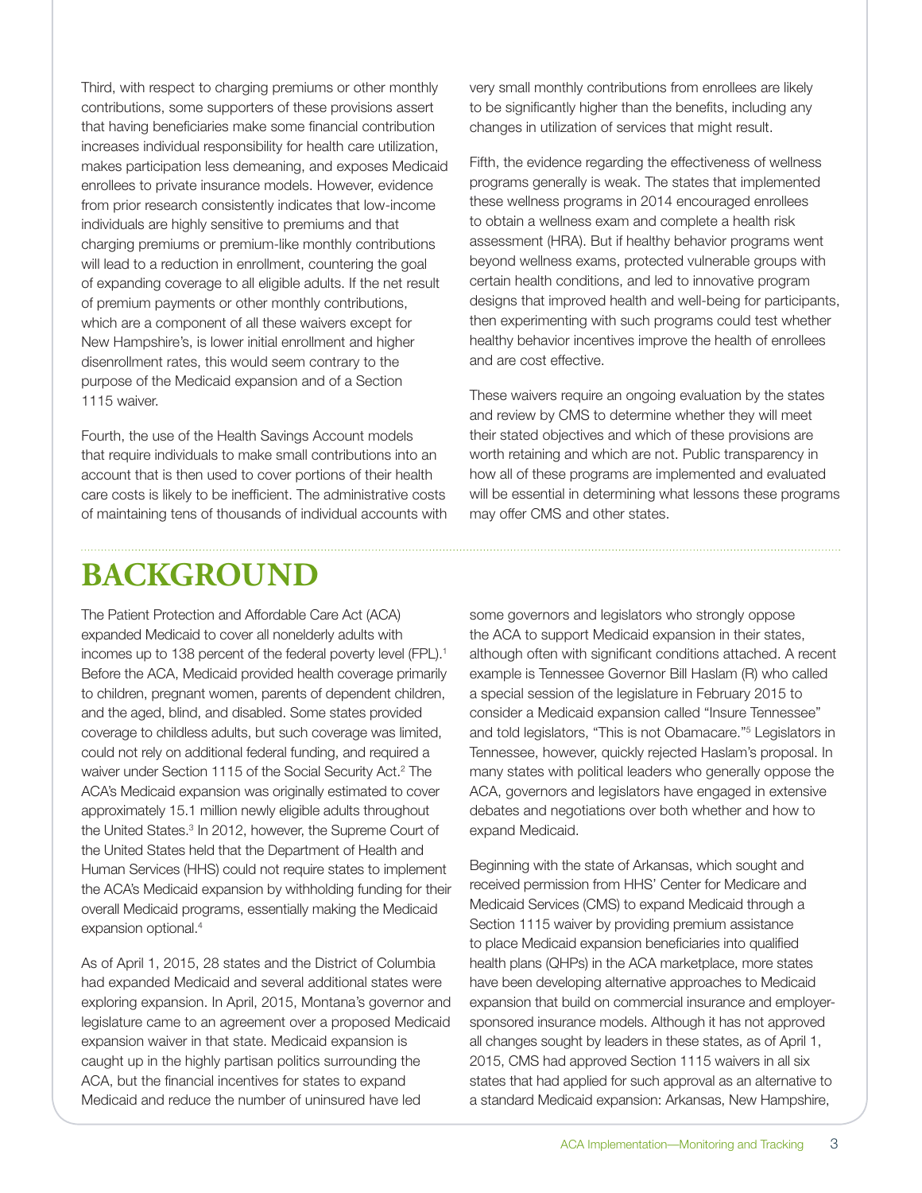Third, with respect to charging premiums or other monthly contributions, some supporters of these provisions assert that having beneficiaries make some financial contribution increases individual responsibility for health care utilization, makes participation less demeaning, and exposes Medicaid enrollees to private insurance models. However, evidence from prior research consistently indicates that low-income individuals are highly sensitive to premiums and that charging premiums or premium-like monthly contributions will lead to a reduction in enrollment, countering the goal of expanding coverage to all eligible adults. If the net result of premium payments or other monthly contributions, which are a component of all these waivers except for New Hampshire's, is lower initial enrollment and higher disenrollment rates, this would seem contrary to the purpose of the Medicaid expansion and of a Section 1115 waiver.

Fourth, the use of the Health Savings Account models that require individuals to make small contributions into an account that is then used to cover portions of their health care costs is likely to be inefficient. The administrative costs of maintaining tens of thousands of individual accounts with very small monthly contributions from enrollees are likely to be significantly higher than the benefits, including any changes in utilization of services that might result.

Fifth, the evidence regarding the effectiveness of wellness programs generally is weak. The states that implemented these wellness programs in 2014 encouraged enrollees to obtain a wellness exam and complete a health risk assessment (HRA). But if healthy behavior programs went beyond wellness exams, protected vulnerable groups with certain health conditions, and led to innovative program designs that improved health and well-being for participants, then experimenting with such programs could test whether healthy behavior incentives improve the health of enrollees and are cost effective.

These waivers require an ongoing evaluation by the states and review by CMS to determine whether they will meet their stated objectives and which of these provisions are worth retaining and which are not. Public transparency in how all of these programs are implemented and evaluated will be essential in determining what lessons these programs may offer CMS and other states.

# BACKGROUND

The Patient Protection and Affordable Care Act (ACA) expanded Medicaid to cover all nonelderly adults with incomes up to 138 percent of the federal poverty level (FPL).[1] Before the ACA, Medicaid provided health coverage primarily to children, pregnant women, parents of dependent children, and the aged, blind, and disabled. Some states provided coverage to childless adults, but such coverage was limited, could not rely on additional federal funding, and required a waiver under Section 1115 of the Social Security Act.[2] The ACA's Medicaid expansion was originally estimated to cover approximately 15.1 million newly eligible adults throughout the United States.[3] In 2012, however, the Supreme Court of the United States held that the Department of Health and Human Services (HHS) could not require states to implement the ACA's Medicaid expansion by withholding funding for their overall Medicaid programs, essentially making the Medicaid expansion optional.[4]

As of April 1, 2015, 28 states and the District of Columbia had expanded Medicaid and several additional states were exploring expansion. In April, 2015, Montana's governor and legislature came to an agreement over a proposed Medicaid expansion waiver in that state. Medicaid expansion is caught up in the highly partisan politics surrounding the ACA, but the financial incentives for states to expand Medicaid and reduce the number of uninsured have led some governors and legislators who strongly oppose the ACA to support Medicaid expansion in their states, although often with significant conditions attached. A recent example is Tennessee Governor Bill Haslam (R) who called a special session of the legislature in February 2015 to consider a Medicaid expansion called "Insure Tennessee" and told legislators, "This is not Obamacare."[5] Legislators in Tennessee, however, quickly rejected Haslam's proposal. In many states with political leaders who generally oppose the ACA, governors and legislators have engaged in extensive debates and negotiations over both whether and how to expand Medicaid.

Beginning with the state of Arkansas, which sought and received permission from HHS' Center for Medicare and Medicaid Services (CMS) to expand Medicaid through a Section 1115 waiver by providing premium assistance to place Medicaid expansion beneficiaries into qualified health plans (QHPs) in the ACA marketplace, more states have been developing alternative approaches to Medicaid expansion that build on commercial insurance and employer-sponsored insurance models. Although it has not approved all changes sought by leaders in these states, as of April 1, 2015, CMS had approved Section 1115 waivers in all six states that had applied for such approval as an alternative to a standard Medicaid expansion: Arkansas, New Hampshire,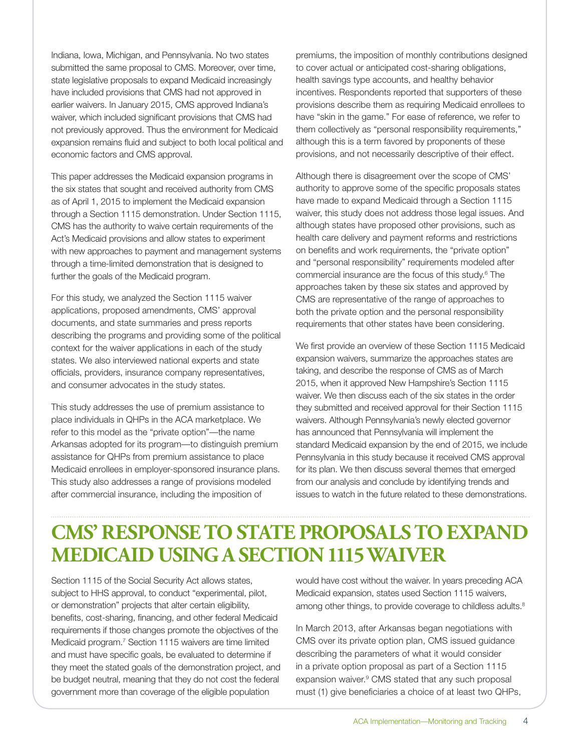Indiana, Iowa, Michigan, and Pennsylvania. No two states submitted the same proposal to CMS. Moreover, over time, state legislative proposals to expand Medicaid increasingly have included provisions that CMS had not approved in earlier waivers. In January 2015, CMS approved Indiana's waiver, which included significant provisions that CMS had not previously approved. Thus the environment for Medicaid expansion remains fluid and subject to both local political and economic factors and CMS approval.

This paper addresses the Medicaid expansion programs in the six states that sought and received authority from CMS as of April 1, 2015 to implement the Medicaid expansion through a Section 1115 demonstration. Under Section 1115, CMS has the authority to waive certain requirements of the Act's Medicaid provisions and allow states to experiment with new approaches to payment and management systems through a time-limited demonstration that is designed to further the goals of the Medicaid program.

For this study, we analyzed the Section 1115 waiver applications, proposed amendments, CMS' approval documents, and state summaries and press reports describing the programs and providing some of the political context for the waiver applications in each of the study states. We also interviewed national experts and state officials, providers, insurance company representatives, and consumer advocates in the study states.

This study addresses the use of premium assistance to place individuals in QHPs in the ACA marketplace. We refer to this model as the "private option"—the name Arkansas adopted for its program—to distinguish premium assistance for QHPs from premium assistance to place Medicaid enrollees in employer-sponsored insurance plans. This study also addresses a range of provisions modeled after commercial insurance, including the imposition of premiums, the imposition of monthly contributions designed to cover actual or anticipated cost-sharing obligations, health savings type accounts, and healthy behavior incentives. Respondents reported that supporters of these provisions describe them as requiring Medicaid enrollees to have "skin in the game." For ease of reference, we refer to them collectively as "personal responsibility requirements," although this is a term favored by proponents of these provisions, and not necessarily descriptive of their effect.

Although there is disagreement over the scope of CMS' authority to approve some of the specific proposals states have made to expand Medicaid through a Section 1115 waiver, this study does not address those legal issues. And although states have proposed other provisions, such as health care delivery and payment reforms and restrictions on benefits and work requirements, the "private option" and "personal responsibility" requirements modeled after commercial insurance are the focus of this study.[6] The approaches taken by these six states and approved by CMS are representative of the range of approaches to both the private option and the personal responsibility requirements that other states have been considering.

We first provide an overview of these Section 1115 Medicaid expansion waivers, summarize the approaches states are taking, and describe the response of CMS as of March 2015, when it approved New Hampshire's Section 1115 waiver. We then discuss each of the six states in the order they submitted and received approval for their Section 1115 waivers. Although Pennsylvania's newly elected governor has announced that Pennsylvania will implement the standard Medicaid expansion by the end of 2015, we include Pennsylvania in this study because it received CMS approval for its plan. We then discuss several themes that emerged from our analysis and conclude by identifying trends and issues to watch in the future related to these demonstrations.

# CMS' RESPONSE TO STATE PROPOSALS TO EXPAND MEDICAID USING A SECTION 1115 WAIVER

Section 1115 of the Social Security Act allows states, subject to HHS approval, to conduct "experimental, pilot, or demonstration" projects that alter certain eligibility, benefits, cost-sharing, financing, and other federal Medicaid requirements if those changes promote the objectives of the Medicaid program.[7] Section 1115 waivers are time limited and must have specific goals, be evaluated to determine if they meet the stated goals of the demonstration project, and be budget neutral, meaning that they do not cost the federal government more than coverage of the eligible population would have cost without the waiver. In years preceding ACA Medicaid expansion, states used Section 1115 waivers, among other things, to provide coverage to childless adults.[8]

In March 2013, after Arkansas began negotiations with CMS over its private option plan, CMS issued guidance describing the parameters of what it would consider in a private option proposal as part of a Section 1115 expansion waiver.[9] CMS stated that any such proposal must (1) give beneficiaries a choice of at least two QHPs,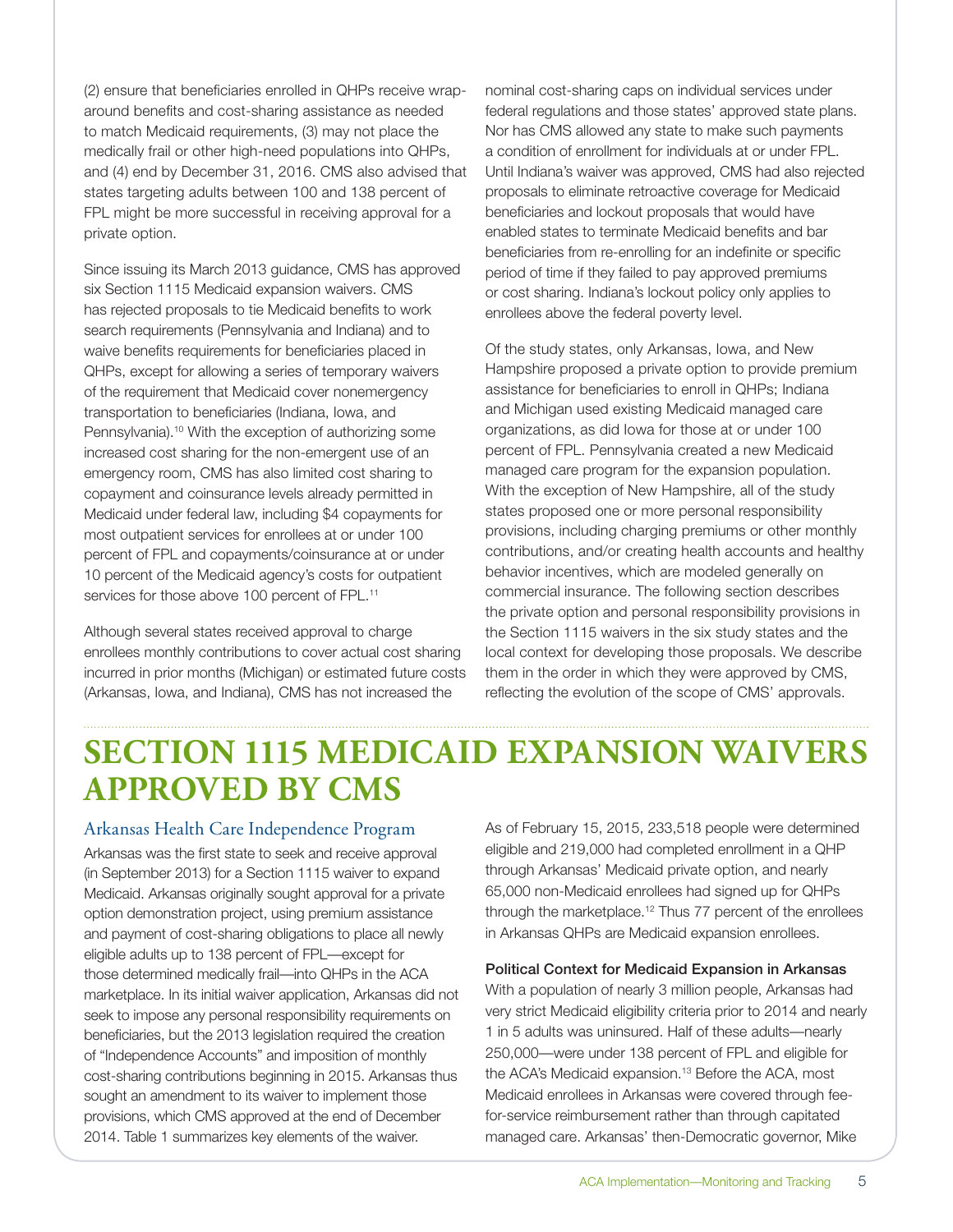(2) ensure that beneficiaries enrolled in QHPs receive wrap-around benefits and cost-sharing assistance as needed to match Medicaid requirements, (3) may not place the medically frail or other high-need populations into QHPs, and (4) end by December 31, 2016. CMS also advised that states targeting adults between 100 and 138 percent of FPL might be more successful in receiving approval for a private option.

Since issuing its March 2013 guidance, CMS has approved six Section 1115 Medicaid expansion waivers. CMS has rejected proposals to tie Medicaid benefits to work search requirements (Pennsylvania and Indiana) and to waive benefits requirements for beneficiaries placed in QHPs, except for allowing a series of temporary waivers of the requirement that Medicaid cover nonemergency transportation to beneficiaries (Indiana, Iowa, and Pennsylvania).[10] With the exception of authorizing some increased cost sharing for the non-emergent use of an emergency room, CMS has also limited cost sharing to copayment and coinsurance levels already permitted in Medicaid under federal law, including $4 copayments for most outpatient services for enrollees at or under 100 percent of FPL and copayments/coinsurance at or under 10 percent of the Medicaid agency's costs for outpatient services for those above 100 percent of FPL.[11]

Although several states received approval to charge enrollees monthly contributions to cover actual cost sharing incurred in prior months (Michigan) or estimated future costs (Arkansas, Iowa, and Indiana), CMS has not increased the nominal cost-sharing caps on individual services under federal regulations and those states' approved state plans. Nor has CMS allowed any state to make such payments a condition of enrollment for individuals at or under FPL. Until Indiana's waiver was approved, CMS had also rejected proposals to eliminate retroactive coverage for Medicaid beneficiaries and lockout proposals that would have enabled states to terminate Medicaid benefits and bar beneficiaries from re-enrolling for an indefinite or specific period of time if they failed to pay approved premiums or cost sharing. Indiana's lockout policy only applies to enrollees above the federal poverty level.

Of the study states, only Arkansas, Iowa, and New Hampshire proposed a private option to provide premium assistance for beneficiaries to enroll in QHPs; Indiana and Michigan used existing Medicaid managed care organizations, as did Iowa for those at or under 100 percent of FPL. Pennsylvania created a new Medicaid managed care program for the expansion population. With the exception of New Hampshire, all of the study states proposed one or more personal responsibility provisions, including charging premiums or other monthly contributions, and/or creating health accounts and healthy behavior incentives, which are modeled generally on commercial insurance. The following section describes the private option and personal responsibility provisions in the Section 1115 waivers in the six study states and the local context for developing those proposals. We describe them in the order in which they were approved by CMS, reflecting the evolution of the scope of CMS' approvals.

# SECTION 1115 MEDICAID EXPANSION WAIVERS APPROVED BY CMS

## Arkansas Health Care Independence Program

Arkansas was the first state to seek and receive approval (in September 2013) for a Section 1115 waiver to expand Medicaid. Arkansas originally sought approval for a private option demonstration project, using premium assistance and payment of cost-sharing obligations to place all newly eligible adults up to 138 percent of FPL—except for those determined medically frail—into QHPs in the ACA marketplace. In its initial waiver application, Arkansas did not seek to impose any personal responsibility requirements on beneficiaries, but the 2013 legislation required the creation of "Independence Accounts" and imposition of monthly cost-sharing contributions beginning in 2015. Arkansas thus sought an amendment to its waiver to implement those provisions, which CMS approved at the end of December 2014. Table 1 summarizes key elements of the waiver.

As of February 15, 2015, 233,518 people were determined eligible and 219,000 had completed enrollment in a QHP through Arkansas' Medicaid private option, and nearly 65,000 non-Medicaid enrollees had signed up for QHPs through the marketplace.[12] Thus 77 percent of the enrollees in Arkansas QHPs are Medicaid expansion enrollees.

**Political Context for Medicaid Expansion in Arkansas**

With a population of nearly 3 million people, Arkansas had very strict Medicaid eligibility criteria prior to 2014 and nearly 1 in 5 adults was uninsured. Half of these adults—nearly 250,000—were under 138 percent of FPL and eligible for the ACA's Medicaid expansion.[13] Before the ACA, most Medicaid enrollees in Arkansas were covered through fee-for-service reimbursement rather than through capitated managed care. Arkansas' then-Democratic governor, Mike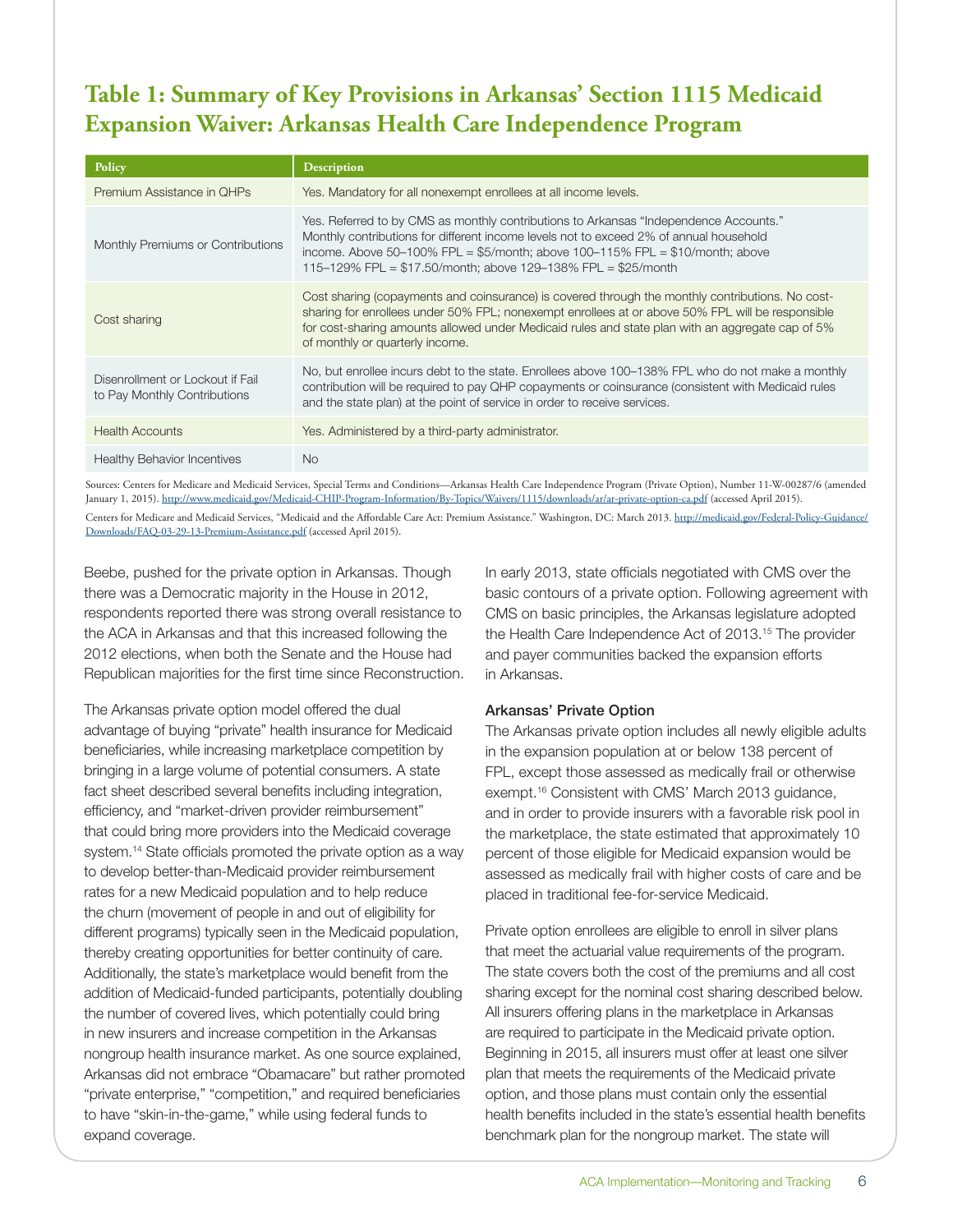## Table 1: Summary of Key Provisions in Arkansas' Section 1115 Medicaid Expansion Waiver: Arkansas Health Care Independence Program

| Policy | Description |
|---|---|
| Premium Assistance in QHPs | Yes. Mandatory for all nonexempt enrollees at all income levels. |
| Monthly Premiums or Contributions | Yes. Referred to by CMS as monthly contributions to Arkansas "Independence Accounts." Monthly contributions for different income levels not to exceed 2% of annual household income. Above 50–100% FPL = $5/month; above 100–115% FPL = $10/month; above 115–129% FPL = $17.50/month; above 129–138% FPL = $25/month |
| Cost sharing | Cost sharing (copayments and coinsurance) is covered through the monthly contributions. No cost-sharing for enrollees under 50% FPL; nonexempt enrollees at or above 50% FPL will be responsible for cost-sharing amounts allowed under Medicaid rules and state plan with an aggregate cap of 5% of monthly or quarterly income. |
| Disenrollment or Lockout if Fail to Pay Monthly Contributions | No, but enrollee incurs debt to the state. Enrollees above 100–138% FPL who do not make a monthly contribution will be required to pay QHP copayments or coinsurance (consistent with Medicaid rules and the state plan) at the point of service in order to receive services. |
| Health Accounts | Yes. Administered by a third-party administrator. |
| Healthy Behavior Incentives | No |

Sources: Centers for Medicare and Medicaid Services, Special Terms and Conditions—Arkansas Health Care Independence Program (Private Option), Number 11-W-00287/6 (amended January 1, 2015). http://www.medicaid.gov/Medicaid-CHIP-Program-Information/By-Topics/Waivers/1115/downloads/ar/ar-private-option-ca.pdf (accessed April 2015).

Centers for Medicare and Medicaid Services, "Medicaid and the Affordable Care Act: Premium Assistance." Washington, DC: March 2013. http://medicaid.gov/Federal-Policy-Guidance/Downloads/FAQ-03-29-13-Premium-Assistance.pdf (accessed April 2015).

Beebe, pushed for the private option in Arkansas. Though there was a Democratic majority in the House in 2012, respondents reported there was strong overall resistance to the ACA in Arkansas and that this increased following the 2012 elections, when both the Senate and the House had Republican majorities for the first time since Reconstruction.

The Arkansas private option model offered the dual advantage of buying "private" health insurance for Medicaid beneficiaries, while increasing marketplace competition by bringing in a large volume of potential consumers. A state fact sheet described several benefits including integration, efficiency, and "market-driven provider reimbursement" that could bring more providers into the Medicaid coverage system.[14] State officials promoted the private option as a way to develop better-than-Medicaid provider reimbursement rates for a new Medicaid population and to help reduce the churn (movement of people in and out of eligibility for different programs) typically seen in the Medicaid population, thereby creating opportunities for better continuity of care. Additionally, the state's marketplace would benefit from the addition of Medicaid-funded participants, potentially doubling the number of covered lives, which potentially could bring in new insurers and increase competition in the Arkansas nongroup health insurance market. As one source explained, Arkansas did not embrace "Obamacare" but rather promoted "private enterprise," "competition," and required beneficiaries to have "skin-in-the-game," while using federal funds to expand coverage.

In early 2013, state officials negotiated with CMS over the basic contours of a private option. Following agreement with CMS on basic principles, the Arkansas legislature adopted the Health Care Independence Act of 2013.[15] The provider and payer communities backed the expansion efforts in Arkansas.

### Arkansas' Private Option

The Arkansas private option includes all newly eligible adults in the expansion population at or below 138 percent of FPL, except those assessed as medically frail or otherwise exempt.[16] Consistent with CMS' March 2013 guidance, and in order to provide insurers with a favorable risk pool in the marketplace, the state estimated that approximately 10 percent of those eligible for Medicaid expansion would be assessed as medically frail with higher costs of care and be placed in traditional fee-for-service Medicaid.

Private option enrollees are eligible to enroll in silver plans that meet the actuarial value requirements of the program. The state covers both the cost of the premiums and all cost sharing except for the nominal cost sharing described below. All insurers offering plans in the marketplace in Arkansas are required to participate in the Medicaid private option. Beginning in 2015, all insurers must offer at least one silver plan that meets the requirements of the Medicaid private option, and those plans must contain only the essential health benefits included in the state's essential health benefits benchmark plan for the nongroup market. The state will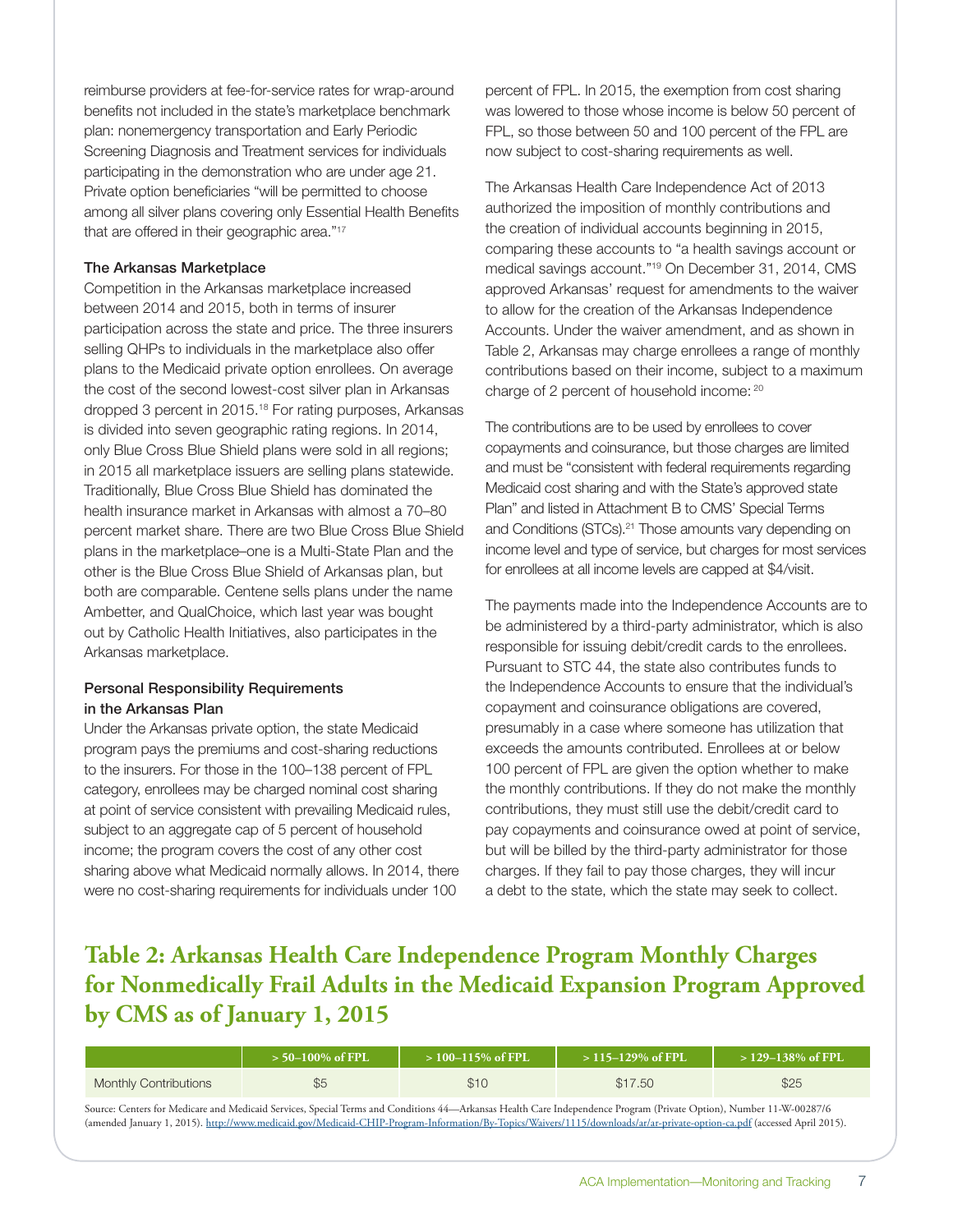reimburse providers at fee-for-service rates for wrap-around benefits not included in the state's marketplace benchmark plan: nonemergency transportation and Early Periodic Screening Diagnosis and Treatment services for individuals participating in the demonstration who are under age 21. Private option beneficiaries "will be permitted to choose among all silver plans covering only Essential Health Benefits that are offered in their geographic area."[17]

### The Arkansas Marketplace

Competition in the Arkansas marketplace increased between 2014 and 2015, both in terms of insurer participation across the state and price. The three insurers selling QHPs to individuals in the marketplace also offer plans to the Medicaid private option enrollees. On average the cost of the second lowest-cost silver plan in Arkansas dropped 3 percent in 2015.[18] For rating purposes, Arkansas is divided into seven geographic rating regions. In 2014, only Blue Cross Blue Shield plans were sold in all regions; in 2015 all marketplace issuers are selling plans statewide. Traditionally, Blue Cross Blue Shield has dominated the health insurance market in Arkansas with almost a 70–80 percent market share. There are two Blue Cross Blue Shield plans in the marketplace–one is a Multi-State Plan and the other is the Blue Cross Blue Shield of Arkansas plan, but both are comparable. Centene sells plans under the name Ambetter, and QualChoice, which last year was bought out by Catholic Health Initiatives, also participates in the Arkansas marketplace.

### Personal Responsibility Requirements in the Arkansas Plan

Under the Arkansas private option, the state Medicaid program pays the premiums and cost-sharing reductions to the insurers. For those in the 100–138 percent of FPL category, enrollees may be charged nominal cost sharing at point of service consistent with prevailing Medicaid rules, subject to an aggregate cap of 5 percent of household income; the program covers the cost of any other cost sharing above what Medicaid normally allows. In 2014, there were no cost-sharing requirements for individuals under 100 percent of FPL. In 2015, the exemption from cost sharing was lowered to those whose income is below 50 percent of FPL, so those between 50 and 100 percent of the FPL are now subject to cost-sharing requirements as well.

The Arkansas Health Care Independence Act of 2013 authorized the imposition of monthly contributions and the creation of individual accounts beginning in 2015, comparing these accounts to "a health savings account or medical savings account."[19] On December 31, 2014, CMS approved Arkansas' request for amendments to the waiver to allow for the creation of the Arkansas Independence Accounts. Under the waiver amendment, and as shown in Table 2, Arkansas may charge enrollees a range of monthly contributions based on their income, subject to a maximum charge of 2 percent of household income: [20]

The contributions are to be used by enrollees to cover copayments and coinsurance, but those charges are limited and must be "consistent with federal requirements regarding Medicaid cost sharing and with the State's approved state Plan" and listed in Attachment B to CMS' Special Terms and Conditions (STCs).[21] Those amounts vary depending on income level and type of service, but charges for most services for enrollees at all income levels are capped at $4/visit.

The payments made into the Independence Accounts are to be administered by a third-party administrator, which is also responsible for issuing debit/credit cards to the enrollees. Pursuant to STC 44, the state also contributes funds to the Independence Accounts to ensure that the individual's copayment and coinsurance obligations are covered, presumably in a case where someone has utilization that exceeds the amounts contributed. Enrollees at or below 100 percent of FPL are given the option whether to make the monthly contributions. If they do not make the monthly contributions, they must still use the debit/credit card to pay copayments and coinsurance owed at point of service, but will be billed by the third-party administrator for those charges. If they fail to pay those charges, they will incur a debt to the state, which the state may seek to collect.

## Table 2: Arkansas Health Care Independence Program Monthly Charges for Nonmedically Frail Adults in the Medicaid Expansion Program Approved by CMS as of January 1, 2015

| | > 50–100% of FPL | > 100–115% of FPL | > 115–129% of FPL | > 129–138% of FPL |
|---|---|---|---|---|
| Monthly Contributions | $5 | $10 | $17.50 | $25 |

Source: Centers for Medicare and Medicaid Services, Special Terms and Conditions 44—Arkansas Health Care Independence Program (Private Option), Number 11-W-00287/6 (amended January 1, 2015). http://www.medicaid.gov/Medicaid-CHIP-Program-Information/By-Topics/Waivers/1115/downloads/ar/ar-private-option-ca.pdf (accessed April 2015).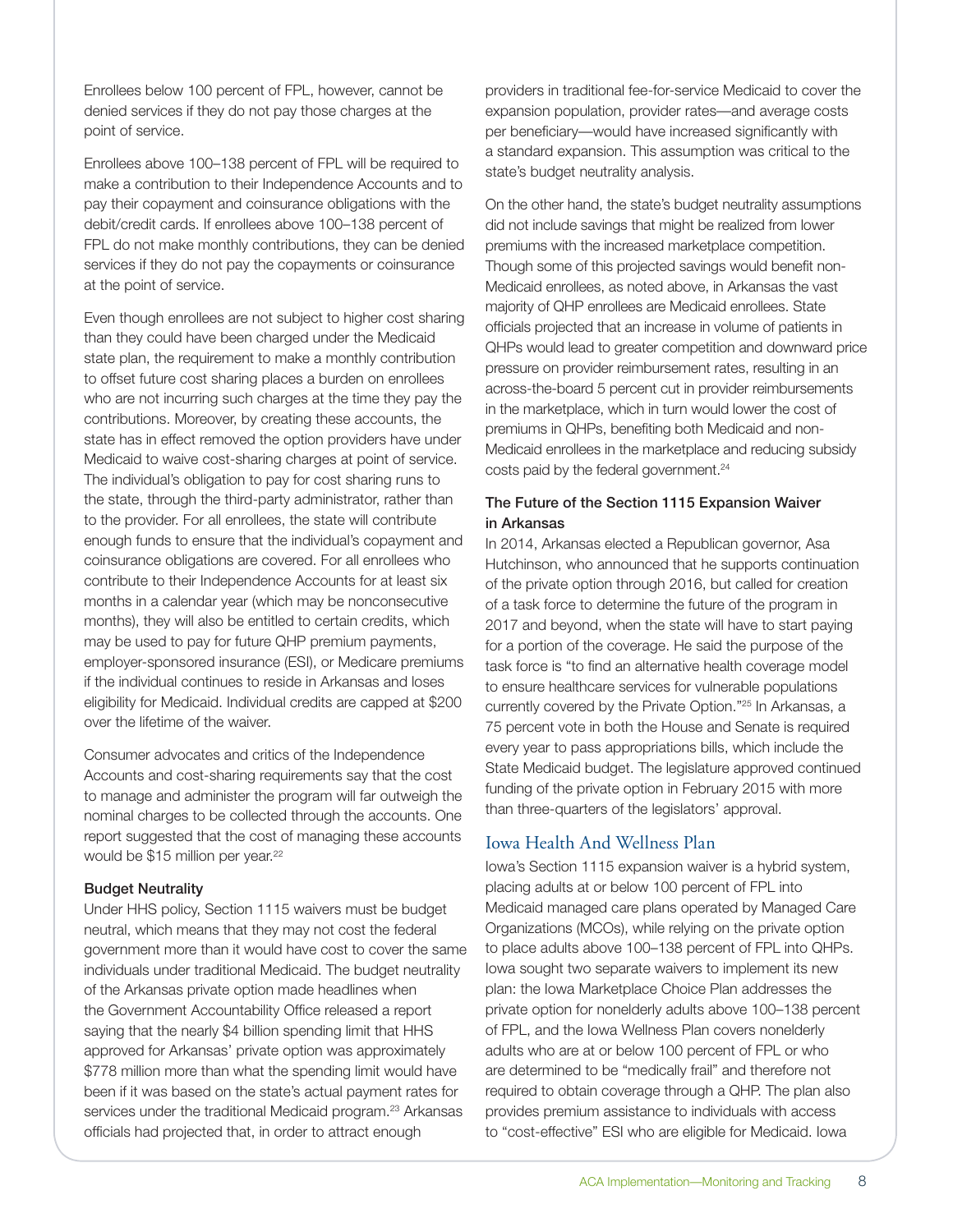Enrollees below 100 percent of FPL, however, cannot be denied services if they do not pay those charges at the point of service.

Enrollees above 100–138 percent of FPL will be required to make a contribution to their Independence Accounts and to pay their copayment and coinsurance obligations with the debit/credit cards. If enrollees above 100–138 percent of FPL do not make monthly contributions, they can be denied services if they do not pay the copayments or coinsurance at the point of service.

Even though enrollees are not subject to higher cost sharing than they could have been charged under the Medicaid state plan, the requirement to make a monthly contribution to offset future cost sharing places a burden on enrollees who are not incurring such charges at the time they pay the contributions. Moreover, by creating these accounts, the state has in effect removed the option providers have under Medicaid to waive cost-sharing charges at point of service. The individual's obligation to pay for cost sharing runs to the state, through the third-party administrator, rather than to the provider. For all enrollees, the state will contribute enough funds to ensure that the individual's copayment and coinsurance obligations are covered. For all enrollees who contribute to their Independence Accounts for at least six months in a calendar year (which may be nonconsecutive months), they will also be entitled to certain credits, which may be used to pay for future QHP premium payments, employer-sponsored insurance (ESI), or Medicare premiums if the individual continues to reside in Arkansas and loses eligibility for Medicaid. Individual credits are capped at $200 over the lifetime of the waiver.

Consumer advocates and critics of the Independence Accounts and cost-sharing requirements say that the cost to manage and administer the program will far outweigh the nominal charges to be collected through the accounts. One report suggested that the cost of managing these accounts would be $15 million per year.[22]

**Budget Neutrality**

Under HHS policy, Section 1115 waivers must be budget neutral, which means that they may not cost the federal government more than it would have cost to cover the same individuals under traditional Medicaid. The budget neutrality of the Arkansas private option made headlines when the Government Accountability Office released a report saying that the nearly $4 billion spending limit that HHS approved for Arkansas' private option was approximately $778 million more than what the spending limit would have been if it was based on the state's actual payment rates for services under the traditional Medicaid program.[23] Arkansas officials had projected that, in order to attract enough providers in traditional fee-for-service Medicaid to cover the expansion population, provider rates—and average costs per beneficiary—would have increased significantly with a standard expansion. This assumption was critical to the state's budget neutrality analysis.

On the other hand, the state's budget neutrality assumptions did not include savings that might be realized from lower premiums with the increased marketplace competition. Though some of this projected savings would benefit non-Medicaid enrollees, as noted above, in Arkansas the vast majority of QHP enrollees are Medicaid enrollees. State officials projected that an increase in volume of patients in QHPs would lead to greater competition and downward price pressure on provider reimbursement rates, resulting in an across-the-board 5 percent cut in provider reimbursements in the marketplace, which in turn would lower the cost of premiums in QHPs, benefiting both Medicaid and non-Medicaid enrollees in the marketplace and reducing subsidy costs paid by the federal government.[24]

**The Future of the Section 1115 Expansion Waiver in Arkansas**

In 2014, Arkansas elected a Republican governor, Asa Hutchinson, who announced that he supports continuation of the private option through 2016, but called for creation of a task force to determine the future of the program in 2017 and beyond, when the state will have to start paying for a portion of the coverage. He said the purpose of the task force is "to find an alternative health coverage model to ensure healthcare services for vulnerable populations currently covered by the Private Option."[25] In Arkansas, a 75 percent vote in both the House and Senate is required every year to pass appropriations bills, which include the State Medicaid budget. The legislature approved continued funding of the private option in February 2015 with more than three-quarters of the legislators' approval.

## Iowa Health And Wellness Plan

Iowa's Section 1115 expansion waiver is a hybrid system, placing adults at or below 100 percent of FPL into Medicaid managed care plans operated by Managed Care Organizations (MCOs), while relying on the private option to place adults above 100–138 percent of FPL into QHPs. Iowa sought two separate waivers to implement its new plan: the Iowa Marketplace Choice Plan addresses the private option for nonelderly adults above 100–138 percent of FPL, and the Iowa Wellness Plan covers nonelderly adults who are at or below 100 percent of FPL or who are determined to be "medically frail" and therefore not required to obtain coverage through a QHP. The plan also provides premium assistance to individuals with access to "cost-effective" ESI who are eligible for Medicaid. Iowa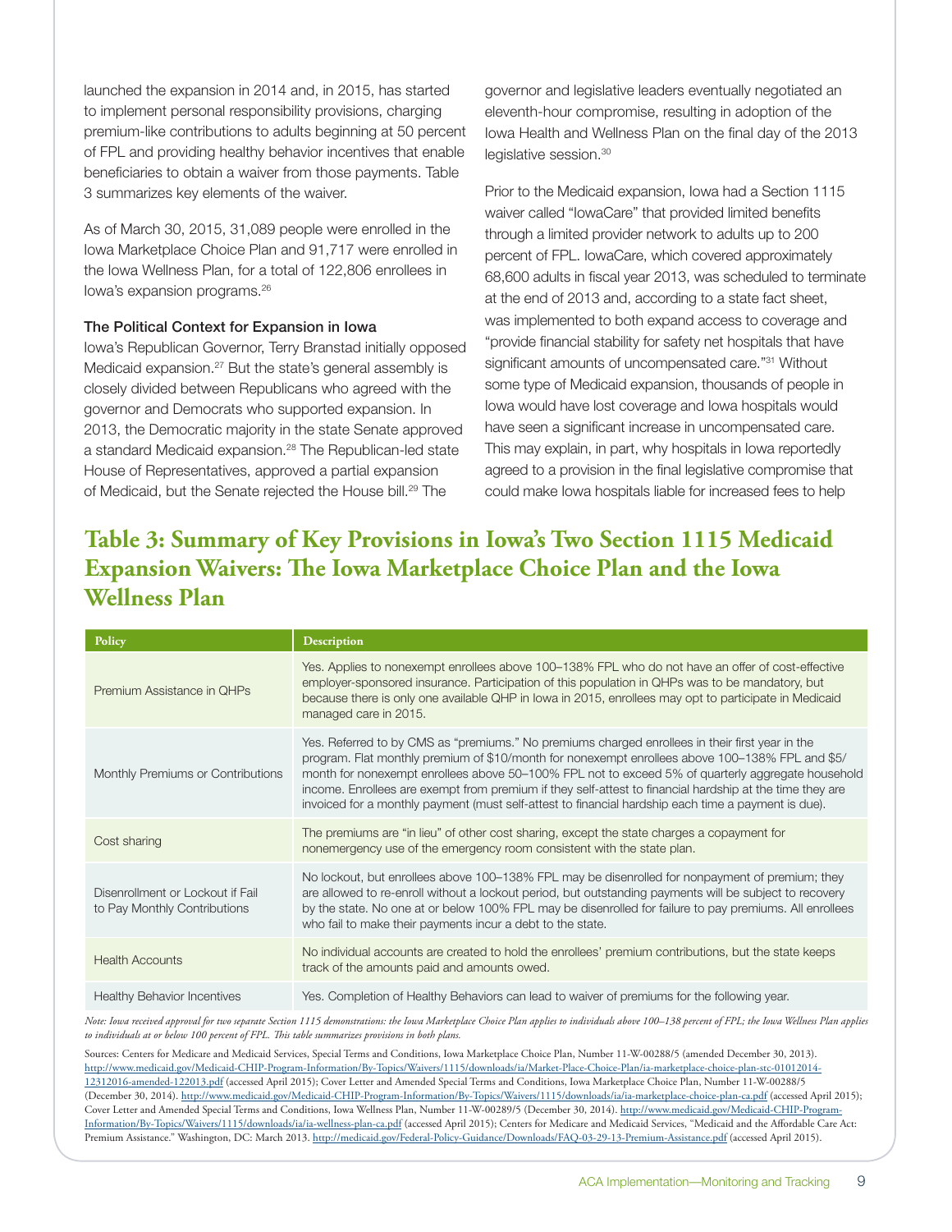launched the expansion in 2014 and, in 2015, has started to implement personal responsibility provisions, charging premium-like contributions to adults beginning at 50 percent of FPL and providing healthy behavior incentives that enable beneficiaries to obtain a waiver from those payments. Table 3 summarizes key elements of the waiver.

As of March 30, 2015, 31,089 people were enrolled in the Iowa Marketplace Choice Plan and 91,717 were enrolled in the Iowa Wellness Plan, for a total of 122,806 enrollees in Iowa's expansion programs.[26]

### The Political Context for Expansion in Iowa

Iowa's Republican Governor, Terry Branstad initially opposed Medicaid expansion.[27] But the state's general assembly is closely divided between Republicans who agreed with the governor and Democrats who supported expansion. In 2013, the Democratic majority in the state Senate approved a standard Medicaid expansion.[28] The Republican-led state House of Representatives, approved a partial expansion of Medicaid, but the Senate rejected the House bill.[29] The governor and legislative leaders eventually negotiated an eleventh-hour compromise, resulting in adoption of the Iowa Health and Wellness Plan on the final day of the 2013 legislative session.[30]

Prior to the Medicaid expansion, Iowa had a Section 1115 waiver called "IowaCare" that provided limited benefits through a limited provider network to adults up to 200 percent of FPL. IowaCare, which covered approximately 68,600 adults in fiscal year 2013, was scheduled to terminate at the end of 2013 and, according to a state fact sheet, was implemented to both expand access to coverage and "provide financial stability for safety net hospitals that have significant amounts of uncompensated care."[31] Without some type of Medicaid expansion, thousands of people in Iowa would have lost coverage and Iowa hospitals would have seen a significant increase in uncompensated care. This may explain, in part, why hospitals in Iowa reportedly agreed to a provision in the final legislative compromise that could make Iowa hospitals liable for increased fees to help

## Table 3: Summary of Key Provisions in Iowa's Two Section 1115 Medicaid Expansion Waivers: The Iowa Marketplace Choice Plan and the Iowa Wellness Plan

| Policy | Description |
|---|---|
| Premium Assistance in QHPs | Yes. Applies to nonexempt enrollees above 100–138% FPL who do not have an offer of cost-effective employer-sponsored insurance. Participation of this population in QHPs was to be mandatory, but because there is only one available QHP in Iowa in 2015, enrollees may opt to participate in Medicaid managed care in 2015. |
| Monthly Premiums or Contributions | Yes. Referred to by CMS as "premiums." No premiums charged enrollees in their first year in the program. Flat monthly premium of $10/month for nonexempt enrollees above 100–138% FPL and $5/month for nonexempt enrollees above 50–100% FPL not to exceed 5% of quarterly aggregate household income. Enrollees are exempt from premium if they self-attest to financial hardship at the time they are invoiced for a monthly payment (must self-attest to financial hardship each time a payment is due). |
| Cost sharing | The premiums are "in lieu" of other cost sharing, except the state charges a copayment for nonemergency use of the emergency room consistent with the state plan. |
| Disenrollment or Lockout if Fail to Pay Monthly Contributions | No lockout, but enrollees above 100–138% FPL may be disenrolled for nonpayment of premium; they are allowed to re-enroll without a lockout period, but outstanding payments will be subject to recovery by the state. No one at or below 100% FPL may be disenrolled for failure to pay premiums. All enrollees who fail to make their payments incur a debt to the state. |
| Health Accounts | No individual accounts are created to hold the enrollees' premium contributions, but the state keeps track of the amounts paid and amounts owed. |
| Healthy Behavior Incentives | Yes. Completion of Healthy Behaviors can lead to waiver of premiums for the following year. |

*Note: Iowa received approval for two separate Section 1115 demonstrations: the Iowa Marketplace Choice Plan applies to individuals above 100–138 percent of FPL; the Iowa Wellness Plan applies to individuals at or below 100 percent of FPL. This table summarizes provisions in both plans.*

Sources: Centers for Medicare and Medicaid Services, Special Terms and Conditions, Iowa Marketplace Choice Plan, Number 11-W-00288/5 (amended December 30, 2013). http://www.medicaid.gov/Medicaid-CHIP-Program-Information/By-Topics/Waivers/1115/downloads/ia/Market-Place-Choice-Plan/ia-marketplace-choice-plan-stc-01012014-12312016-amended-122013.pdf (accessed April 2015); Cover Letter and Amended Special Terms and Conditions, Iowa Marketplace Choice Plan, Number 11-W-00288/5 (December 30, 2014). http://www.medicaid.gov/Medicaid-CHIP-Program-Information/By-Topics/Waivers/1115/downloads/ia/ia-marketplace-choice-plan-ca.pdf (accessed April 2015); Cover Letter and Amended Special Terms and Conditions, Iowa Wellness Plan, Number 11-W-00289/5 (December 30, 2014). http://www.medicaid.gov/Medicaid-CHIP-Program-Information/By-Topics/Waivers/1115/downloads/ia/ia-wellness-plan-ca.pdf (accessed April 2015); Centers for Medicare and Medicaid Services, "Medicaid and the Affordable Care Act: Premium Assistance." Washington, DC: March 2013. http://medicaid.gov/Federal-Policy-Guidance/Downloads/FAQ-03-29-13-Premium-Assistance.pdf (accessed April 2015).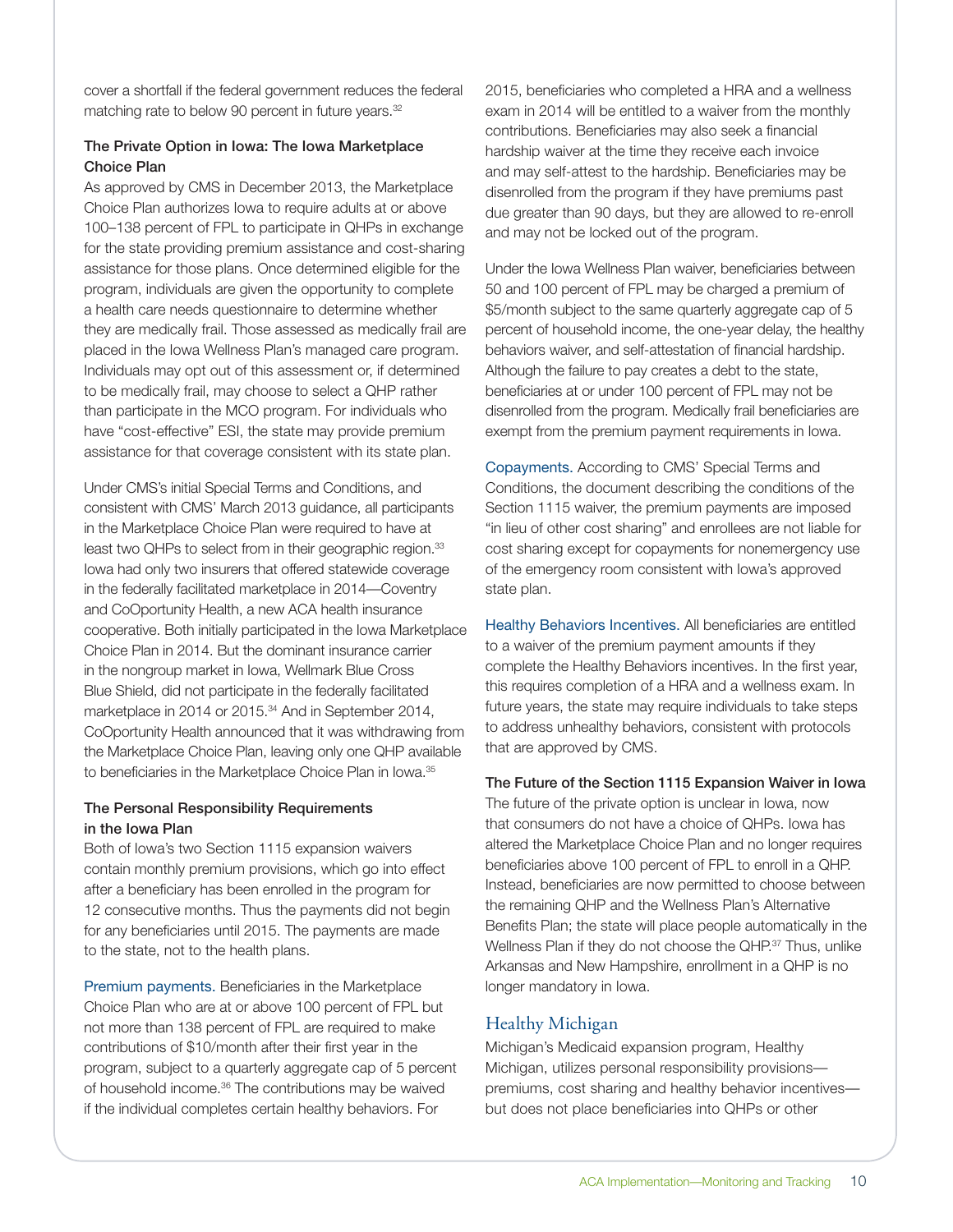cover a shortfall if the federal government reduces the federal matching rate to below 90 percent in future years.[32]

### The Private Option in Iowa: The Iowa Marketplace Choice Plan

As approved by CMS in December 2013, the Marketplace Choice Plan authorizes Iowa to require adults at or above 100–138 percent of FPL to participate in QHPs in exchange for the state providing premium assistance and cost-sharing assistance for those plans. Once determined eligible for the program, individuals are given the opportunity to complete a health care needs questionnaire to determine whether they are medically frail. Those assessed as medically frail are placed in the Iowa Wellness Plan's managed care program. Individuals may opt out of this assessment or, if determined to be medically frail, may choose to select a QHP rather than participate in the MCO program. For individuals who have "cost-effective" ESI, the state may provide premium assistance for that coverage consistent with its state plan.

Under CMS's initial Special Terms and Conditions, and consistent with CMS' March 2013 guidance, all participants in the Marketplace Choice Plan were required to have at least two QHPs to select from in their geographic region.[33] Iowa had only two insurers that offered statewide coverage in the federally facilitated marketplace in 2014—Coventry and CoOportunity Health, a new ACA health insurance cooperative. Both initially participated in the Iowa Marketplace Choice Plan in 2014. But the dominant insurance carrier in the nongroup market in Iowa, Wellmark Blue Cross Blue Shield, did not participate in the federally facilitated marketplace in 2014 or 2015.[34] And in September 2014, CoOportunity Health announced that it was withdrawing from the Marketplace Choice Plan, leaving only one QHP available to beneficiaries in the Marketplace Choice Plan in Iowa.[35]

### The Personal Responsibility Requirements in the Iowa Plan

Both of Iowa's two Section 1115 expansion waivers contain monthly premium provisions, which go into effect after a beneficiary has been enrolled in the program for 12 consecutive months. Thus the payments did not begin for any beneficiaries until 2015. The payments are made to the state, not to the health plans.

Premium payments. Beneficiaries in the Marketplace Choice Plan who are at or above 100 percent of FPL but not more than 138 percent of FPL are required to make contributions of $10/month after their first year in the program, subject to a quarterly aggregate cap of 5 percent of household income.[36] The contributions may be waived if the individual completes certain healthy behaviors. For 2015, beneficiaries who completed a HRA and a wellness exam in 2014 will be entitled to a waiver from the monthly contributions. Beneficiaries may also seek a financial hardship waiver at the time they receive each invoice and may self-attest to the hardship. Beneficiaries may be disenrolled from the program if they have premiums past due greater than 90 days, but they are allowed to re-enroll and may not be locked out of the program.

Under the Iowa Wellness Plan waiver, beneficiaries between 50 and 100 percent of FPL may be charged a premium of $5/month subject to the same quarterly aggregate cap of 5 percent of household income, the one-year delay, the healthy behaviors waiver, and self-attestation of financial hardship. Although the failure to pay creates a debt to the state, beneficiaries at or under 100 percent of FPL may not be disenrolled from the program. Medically frail beneficiaries are exempt from the premium payment requirements in Iowa.

Copayments. According to CMS' Special Terms and Conditions, the document describing the conditions of the Section 1115 waiver, the premium payments are imposed "in lieu of other cost sharing" and enrollees are not liable for cost sharing except for copayments for nonemergency use of the emergency room consistent with Iowa's approved state plan.

Healthy Behaviors Incentives. All beneficiaries are entitled to a waiver of the premium payment amounts if they complete the Healthy Behaviors incentives. In the first year, this requires completion of a HRA and a wellness exam. In future years, the state may require individuals to take steps to address unhealthy behaviors, consistent with protocols that are approved by CMS.

### The Future of the Section 1115 Expansion Waiver in Iowa

The future of the private option is unclear in Iowa, now that consumers do not have a choice of QHPs. Iowa has altered the Marketplace Choice Plan and no longer requires beneficiaries above 100 percent of FPL to enroll in a QHP. Instead, beneficiaries are now permitted to choose between the remaining QHP and the Wellness Plan's Alternative Benefits Plan; the state will place people automatically in the Wellness Plan if they do not choose the QHP.[37] Thus, unlike Arkansas and New Hampshire, enrollment in a QHP is no longer mandatory in Iowa.

## Healthy Michigan

Michigan's Medicaid expansion program, Healthy Michigan, utilizes personal responsibility provisions—premiums, cost sharing and healthy behavior incentives—but does not place beneficiaries into QHPs or other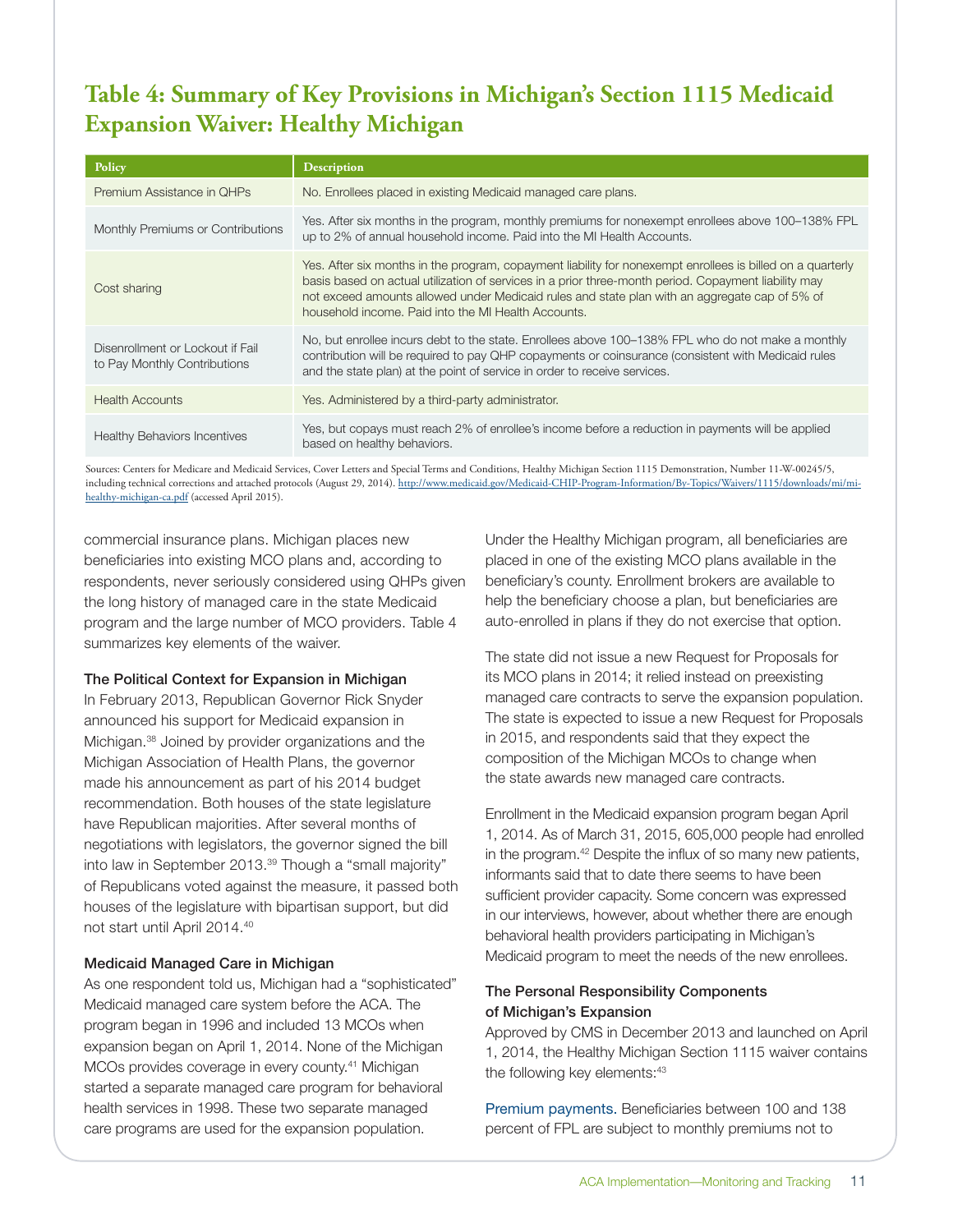## Table 4: Summary of Key Provisions in Michigan's Section 1115 Medicaid Expansion Waiver: Healthy Michigan

| Policy | Description |
| --- | --- |
| Premium Assistance in QHPs | No. Enrollees placed in existing Medicaid managed care plans. |
| Monthly Premiums or Contributions | Yes. After six months in the program, monthly premiums for nonexempt enrollees above 100–138% FPL up to 2% of annual household income. Paid into the MI Health Accounts. |
| Cost sharing | Yes. After six months in the program, copayment liability for nonexempt enrollees is billed on a quarterly basis based on actual utilization of services in a prior three-month period. Copayment liability may not exceed amounts allowed under Medicaid rules and state plan with an aggregate cap of 5% of household income. Paid into the MI Health Accounts. |
| Disenrollment or Lockout if Fail to Pay Monthly Contributions | No, but enrollee incurs debt to the state. Enrollees above 100–138% FPL who do not make a monthly contribution will be required to pay QHP copayments or coinsurance (consistent with Medicaid rules and the state plan) at the point of service in order to receive services. |
| Health Accounts | Yes. Administered by a third-party administrator. |
| Healthy Behaviors Incentives | Yes, but copays must reach 2% of enrollee's income before a reduction in payments will be applied based on healthy behaviors. |

Sources: Centers for Medicare and Medicaid Services, Cover Letters and Special Terms and Conditions, Healthy Michigan Section 1115 Demonstration, Number 11-W-00245/5, including technical corrections and attached protocols (August 29, 2014). http://www.medicaid.gov/Medicaid-CHIP-Program-Information/By-Topics/Waivers/1115/downloads/mi/mi-healthy-michigan-ca.pdf (accessed April 2015).

commercial insurance plans. Michigan places new beneficiaries into existing MCO plans and, according to respondents, never seriously considered using QHPs given the long history of managed care in the state Medicaid program and the large number of MCO providers. Table 4 summarizes key elements of the waiver.

### The Political Context for Expansion in Michigan

In February 2013, Republican Governor Rick Snyder announced his support for Medicaid expansion in Michigan.[38] Joined by provider organizations and the Michigan Association of Health Plans, the governor made his announcement as part of his 2014 budget recommendation. Both houses of the state legislature have Republican majorities. After several months of negotiations with legislators, the governor signed the bill into law in September 2013.[39] Though a "small majority" of Republicans voted against the measure, it passed both houses of the legislature with bipartisan support, but did not start until April 2014.[40]

### Medicaid Managed Care in Michigan

As one respondent told us, Michigan had a "sophisticated" Medicaid managed care system before the ACA. The program began in 1996 and included 13 MCOs when expansion began on April 1, 2014. None of the Michigan MCOs provides coverage in every county.[41] Michigan started a separate managed care program for behavioral health services in 1998. These two separate managed care programs are used for the expansion population.

Under the Healthy Michigan program, all beneficiaries are placed in one of the existing MCO plans available in the beneficiary's county. Enrollment brokers are available to help the beneficiary choose a plan, but beneficiaries are auto-enrolled in plans if they do not exercise that option.

The state did not issue a new Request for Proposals for its MCO plans in 2014; it relied instead on preexisting managed care contracts to serve the expansion population. The state is expected to issue a new Request for Proposals in 2015, and respondents said that they expect the composition of the Michigan MCOs to change when the state awards new managed care contracts.

Enrollment in the Medicaid expansion program began April 1, 2014. As of March 31, 2015, 605,000 people had enrolled in the program.[42] Despite the influx of so many new patients, informants said that to date there seems to have been sufficient provider capacity. Some concern was expressed in our interviews, however, about whether there are enough behavioral health providers participating in Michigan's Medicaid program to meet the needs of the new enrollees.

### The Personal Responsibility Components of Michigan's Expansion

Approved by CMS in December 2013 and launched on April 1, 2014, the Healthy Michigan Section 1115 waiver contains the following key elements:[43]

Premium payments. Beneficiaries between 100 and 138 percent of FPL are subject to monthly premiums not to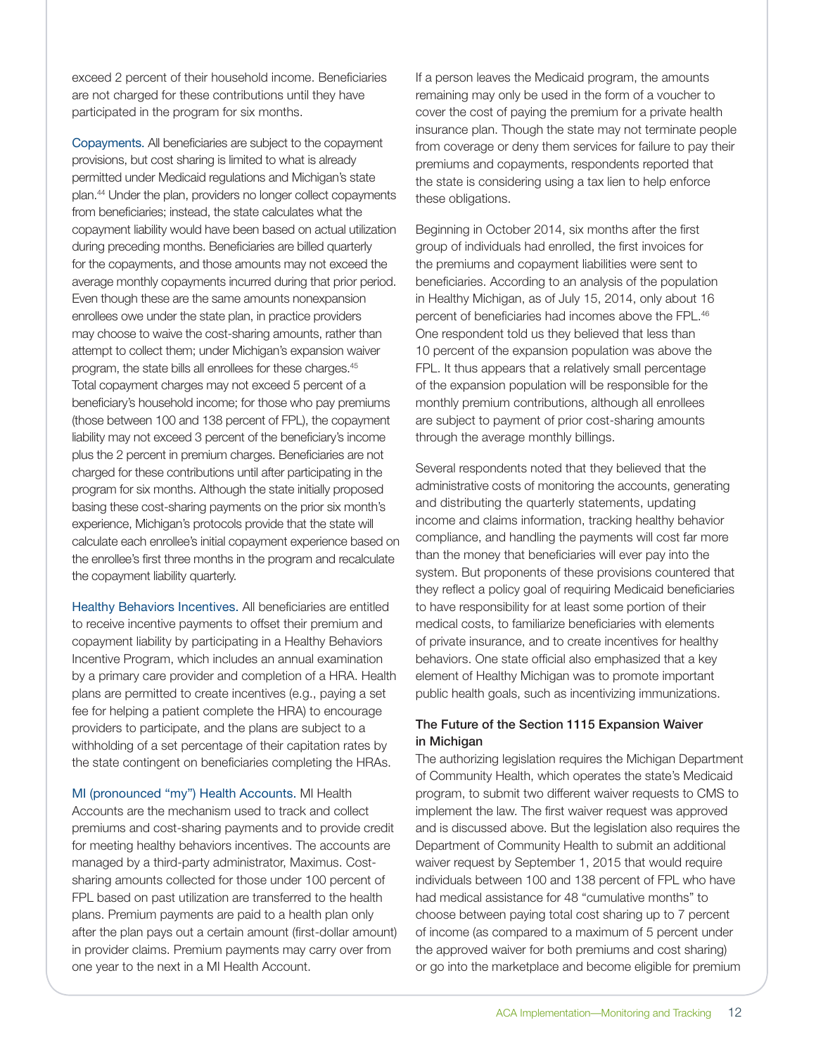exceed 2 percent of their household income. Beneficiaries are not charged for these contributions until they have participated in the program for six months.

Copayments. All beneficiaries are subject to the copayment provisions, but cost sharing is limited to what is already permitted under Medicaid regulations and Michigan's state plan.[44] Under the plan, providers no longer collect copayments from beneficiaries; instead, the state calculates what the copayment liability would have been based on actual utilization during preceding months. Beneficiaries are billed quarterly for the copayments, and those amounts may not exceed the average monthly copayments incurred during that prior period. Even though these are the same amounts nonexpansion enrollees owe under the state plan, in practice providers may choose to waive the cost-sharing amounts, rather than attempt to collect them; under Michigan's expansion waiver program, the state bills all enrollees for these charges.[45] Total copayment charges may not exceed 5 percent of a beneficiary's household income; for those who pay premiums (those between 100 and 138 percent of FPL), the copayment liability may not exceed 3 percent of the beneficiary's income plus the 2 percent in premium charges. Beneficiaries are not charged for these contributions until after participating in the program for six months. Although the state initially proposed basing these cost-sharing payments on the prior six month's experience, Michigan's protocols provide that the state will calculate each enrollee's initial copayment experience based on the enrollee's first three months in the program and recalculate the copayment liability quarterly.

Healthy Behaviors Incentives. All beneficiaries are entitled to receive incentive payments to offset their premium and copayment liability by participating in a Healthy Behaviors Incentive Program, which includes an annual examination by a primary care provider and completion of a HRA. Health plans are permitted to create incentives (e.g., paying a set fee for helping a patient complete the HRA) to encourage providers to participate, and the plans are subject to a withholding of a set percentage of their capitation rates by the state contingent on beneficiaries completing the HRAs.

MI (pronounced "my") Health Accounts. MI Health Accounts are the mechanism used to track and collect premiums and cost-sharing payments and to provide credit for meeting healthy behaviors incentives. The accounts are managed by a third-party administrator, Maximus. Cost-sharing amounts collected for those under 100 percent of FPL based on past utilization are transferred to the health plans. Premium payments are paid to a health plan only after the plan pays out a certain amount (first-dollar amount) in provider claims. Premium payments may carry over from one year to the next in a MI Health Account.

If a person leaves the Medicaid program, the amounts remaining may only be used in the form of a voucher to cover the cost of paying the premium for a private health insurance plan. Though the state may not terminate people from coverage or deny them services for failure to pay their premiums and copayments, respondents reported that the state is considering using a tax lien to help enforce these obligations.

Beginning in October 2014, six months after the first group of individuals had enrolled, the first invoices for the premiums and copayment liabilities were sent to beneficiaries. According to an analysis of the population in Healthy Michigan, as of July 15, 2014, only about 16 percent of beneficiaries had incomes above the FPL.[46] One respondent told us they believed that less than 10 percent of the expansion population was above the FPL. It thus appears that a relatively small percentage of the expansion population will be responsible for the monthly premium contributions, although all enrollees are subject to payment of prior cost-sharing amounts through the average monthly billings.

Several respondents noted that they believed that the administrative costs of monitoring the accounts, generating and distributing the quarterly statements, updating income and claims information, tracking healthy behavior compliance, and handling the payments will cost far more than the money that beneficiaries will ever pay into the system. But proponents of these provisions countered that they reflect a policy goal of requiring Medicaid beneficiaries to have responsibility for at least some portion of their medical costs, to familiarize beneficiaries with elements of private insurance, and to create incentives for healthy behaviors. One state official also emphasized that a key element of Healthy Michigan was to promote important public health goals, such as incentivizing immunizations.

### The Future of the Section 1115 Expansion Waiver in Michigan

The authorizing legislation requires the Michigan Department of Community Health, which operates the state's Medicaid program, to submit two different waiver requests to CMS to implement the law. The first waiver request was approved and is discussed above. But the legislation also requires the Department of Community Health to submit an additional waiver request by September 1, 2015 that would require individuals between 100 and 138 percent of FPL who have had medical assistance for 48 "cumulative months" to choose between paying total cost sharing up to 7 percent of income (as compared to a maximum of 5 percent under the approved waiver for both premiums and cost sharing) or go into the marketplace and become eligible for premium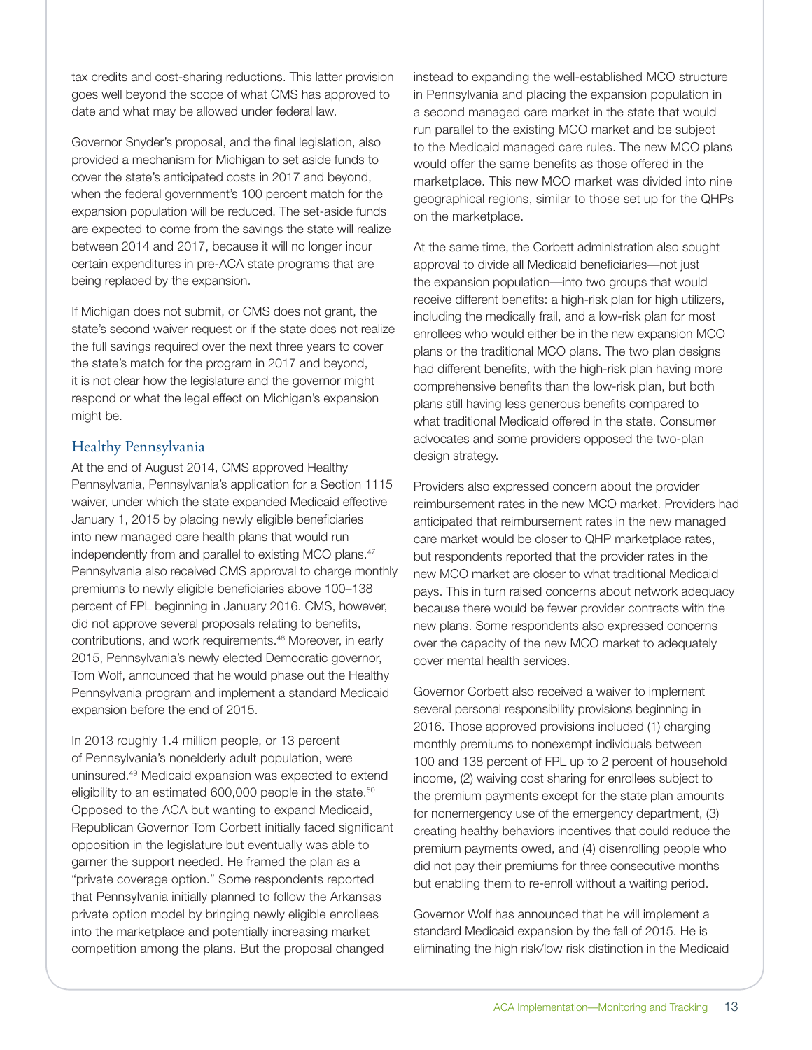tax credits and cost-sharing reductions. This latter provision goes well beyond the scope of what CMS has approved to date and what may be allowed under federal law.

Governor Snyder's proposal, and the final legislation, also provided a mechanism for Michigan to set aside funds to cover the state's anticipated costs in 2017 and beyond, when the federal government's 100 percent match for the expansion population will be reduced. The set-aside funds are expected to come from the savings the state will realize between 2014 and 2017, because it will no longer incur certain expenditures in pre-ACA state programs that are being replaced by the expansion.

If Michigan does not submit, or CMS does not grant, the state's second waiver request or if the state does not realize the full savings required over the next three years to cover the state's match for the program in 2017 and beyond, it is not clear how the legislature and the governor might respond or what the legal effect on Michigan's expansion might be.

## Healthy Pennsylvania

At the end of August 2014, CMS approved Healthy Pennsylvania, Pennsylvania's application for a Section 1115 waiver, under which the state expanded Medicaid effective January 1, 2015 by placing newly eligible beneficiaries into new managed care health plans that would run independently from and parallel to existing MCO plans.[47] Pennsylvania also received CMS approval to charge monthly premiums to newly eligible beneficiaries above 100–138 percent of FPL beginning in January 2016. CMS, however, did not approve several proposals relating to benefits, contributions, and work requirements.[48] Moreover, in early 2015, Pennsylvania's newly elected Democratic governor, Tom Wolf, announced that he would phase out the Healthy Pennsylvania program and implement a standard Medicaid expansion before the end of 2015.

In 2013 roughly 1.4 million people, or 13 percent of Pennsylvania's nonelderly adult population, were uninsured.[49] Medicaid expansion was expected to extend eligibility to an estimated 600,000 people in the state.[50] Opposed to the ACA but wanting to expand Medicaid, Republican Governor Tom Corbett initially faced significant opposition in the legislature but eventually was able to garner the support needed. He framed the plan as a "private coverage option." Some respondents reported that Pennsylvania initially planned to follow the Arkansas private option model by bringing newly eligible enrollees into the marketplace and potentially increasing market competition among the plans. But the proposal changed instead to expanding the well-established MCO structure in Pennsylvania and placing the expansion population in a second managed care market in the state that would run parallel to the existing MCO market and be subject to the Medicaid managed care rules. The new MCO plans would offer the same benefits as those offered in the marketplace. This new MCO market was divided into nine geographical regions, similar to those set up for the QHPs on the marketplace.

At the same time, the Corbett administration also sought approval to divide all Medicaid beneficiaries—not just the expansion population—into two groups that would receive different benefits: a high-risk plan for high utilizers, including the medically frail, and a low-risk plan for most enrollees who would either be in the new expansion MCO plans or the traditional MCO plans. The two plan designs had different benefits, with the high-risk plan having more comprehensive benefits than the low-risk plan, but both plans still having less generous benefits compared to what traditional Medicaid offered in the state. Consumer advocates and some providers opposed the two-plan design strategy.

Providers also expressed concern about the provider reimbursement rates in the new MCO market. Providers had anticipated that reimbursement rates in the new managed care market would be closer to QHP marketplace rates, but respondents reported that the provider rates in the new MCO market are closer to what traditional Medicaid pays. This in turn raised concerns about network adequacy because there would be fewer provider contracts with the new plans. Some respondents also expressed concerns over the capacity of the new MCO market to adequately cover mental health services.

Governor Corbett also received a waiver to implement several personal responsibility provisions beginning in 2016. Those approved provisions included (1) charging monthly premiums to nonexempt individuals between 100 and 138 percent of FPL up to 2 percent of household income, (2) waiving cost sharing for enrollees subject to the premium payments except for the state plan amounts for nonemergency use of the emergency department, (3) creating healthy behaviors incentives that could reduce the premium payments owed, and (4) disenrolling people who did not pay their premiums for three consecutive months but enabling them to re-enroll without a waiting period.

Governor Wolf has announced that he will implement a standard Medicaid expansion by the fall of 2015. He is eliminating the high risk/low risk distinction in the Medicaid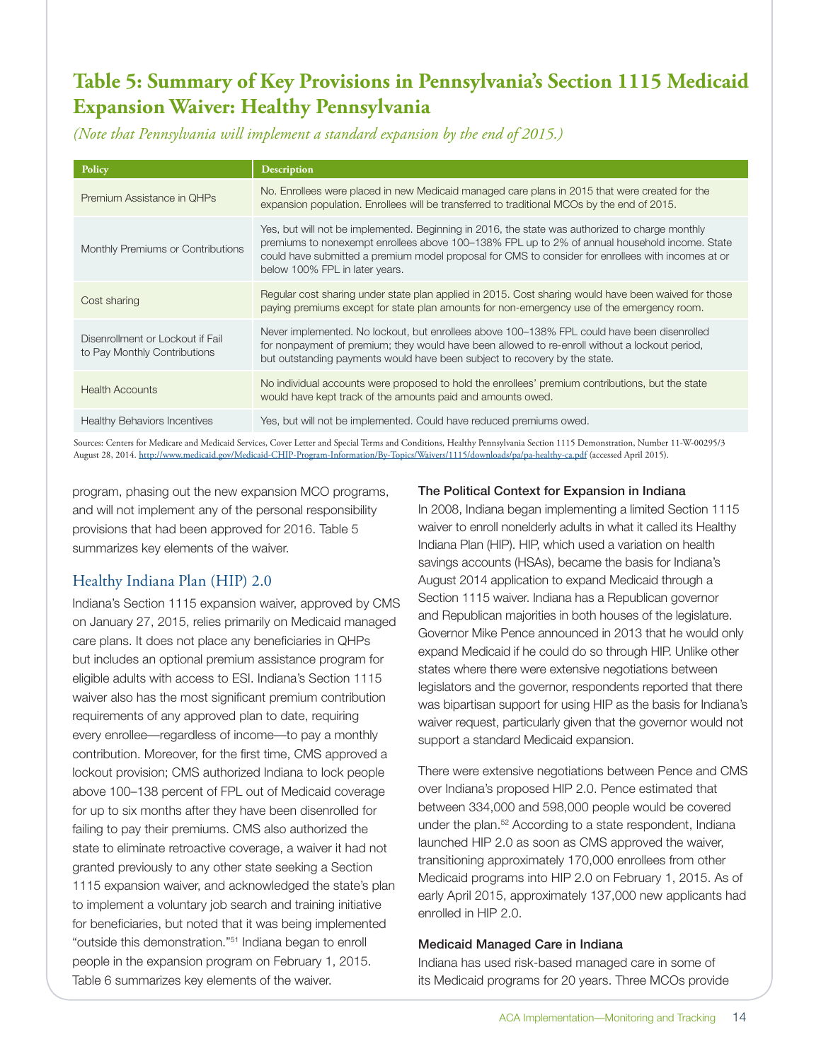## Table 5: Summary of Key Provisions in Pennsylvania's Section 1115 Medicaid Expansion Waiver: Healthy Pennsylvania

*(Note that Pennsylvania will implement a standard expansion by the end of 2015.)*

| Policy | Description |
|---|---|
| Premium Assistance in QHPs | No. Enrollees were placed in new Medicaid managed care plans in 2015 that were created for the expansion population. Enrollees will be transferred to traditional MCOs by the end of 2015. |
| Monthly Premiums or Contributions | Yes, but will not be implemented. Beginning in 2016, the state was authorized to charge monthly premiums to nonexempt enrollees above 100–138% FPL up to 2% of annual household income. State could have submitted a premium model proposal for CMS to consider for enrollees with incomes at or below 100% FPL in later years. |
| Cost sharing | Regular cost sharing under state plan applied in 2015. Cost sharing would have been waived for those paying premiums except for state plan amounts for non-emergency use of the emergency room. |
| Disenrollment or Lockout if Fail to Pay Monthly Contributions | Never implemented. No lockout, but enrollees above 100–138% FPL could have been disenrolled for nonpayment of premium; they would have been allowed to re-enroll without a lockout period, but outstanding payments would have been subject to recovery by the state. |
| Health Accounts | No individual accounts were proposed to hold the enrollees' premium contributions, but the state would have kept track of the amounts paid and amounts owed. |
| Healthy Behaviors Incentives | Yes, but will not be implemented. Could have reduced premiums owed. |

Sources: Centers for Medicare and Medicaid Services, Cover Letter and Special Terms and Conditions, Healthy Pennsylvania Section 1115 Demonstration, Number 11-W-00295/3 August 28, 2014. http://www.medicaid.gov/Medicaid-CHIP-Program-Information/By-Topics/Waivers/1115/downloads/pa/pa-healthy-ca.pdf (accessed April 2015).

program, phasing out the new expansion MCO programs, and will not implement any of the personal responsibility provisions that had been approved for 2016. Table 5 summarizes key elements of the waiver.

## Healthy Indiana Plan (HIP) 2.0

Indiana's Section 1115 expansion waiver, approved by CMS on January 27, 2015, relies primarily on Medicaid managed care plans. It does not place any beneficiaries in QHPs but includes an optional premium assistance program for eligible adults with access to ESI. Indiana's Section 1115 waiver also has the most significant premium contribution requirements of any approved plan to date, requiring every enrollee—regardless of income—to pay a monthly contribution. Moreover, for the first time, CMS approved a lockout provision; CMS authorized Indiana to lock people above 100–138 percent of FPL out of Medicaid coverage for up to six months after they have been disenrolled for failing to pay their premiums. CMS also authorized the state to eliminate retroactive coverage, a waiver it had not granted previously to any other state seeking a Section 1115 expansion waiver, and acknowledged the state's plan to implement a voluntary job search and training initiative for beneficiaries, but noted that it was being implemented "outside this demonstration."[51] Indiana began to enroll people in the expansion program on February 1, 2015. Table 6 summarizes key elements of the waiver.

### The Political Context for Expansion in Indiana

In 2008, Indiana began implementing a limited Section 1115 waiver to enroll nonelderly adults in what it called its Healthy Indiana Plan (HIP). HIP, which used a variation on health savings accounts (HSAs), became the basis for Indiana's August 2014 application to expand Medicaid through a Section 1115 waiver. Indiana has a Republican governor and Republican majorities in both houses of the legislature. Governor Mike Pence announced in 2013 that he would only expand Medicaid if he could do so through HIP. Unlike other states where there were extensive negotiations between legislators and the governor, respondents reported that there was bipartisan support for using HIP as the basis for Indiana's waiver request, particularly given that the governor would not support a standard Medicaid expansion.

There were extensive negotiations between Pence and CMS over Indiana's proposed HIP 2.0. Pence estimated that between 334,000 and 598,000 people would be covered under the plan.[52] According to a state respondent, Indiana launched HIP 2.0 as soon as CMS approved the waiver, transitioning approximately 170,000 enrollees from other Medicaid programs into HIP 2.0 on February 1, 2015. As of early April 2015, approximately 137,000 new applicants had enrolled in HIP 2.0.

### Medicaid Managed Care in Indiana

Indiana has used risk-based managed care in some of its Medicaid programs for 20 years. Three MCOs provide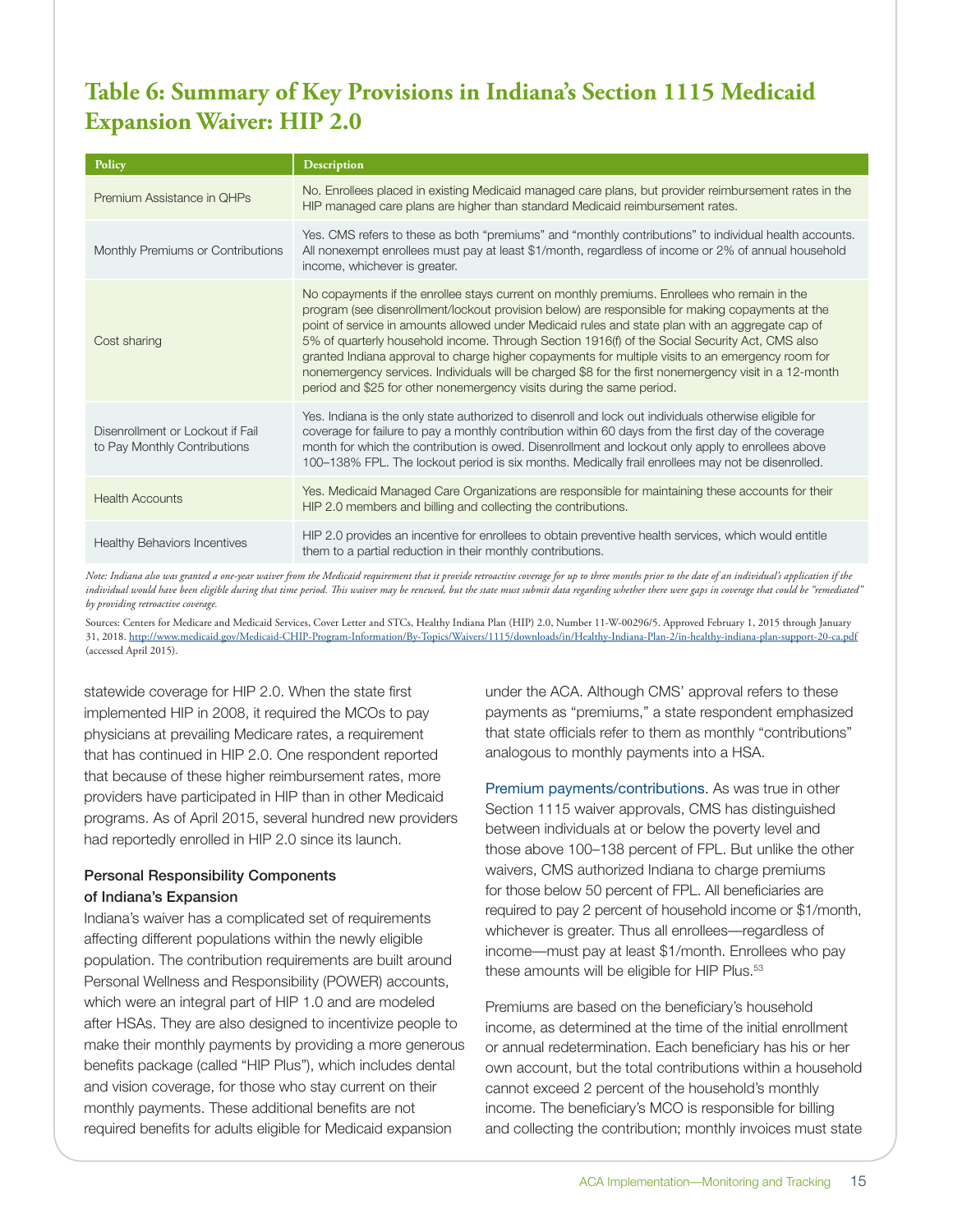## Table 6: Summary of Key Provisions in Indiana's Section 1115 Medicaid Expansion Waiver: HIP 2.0

| Policy | Description |
|---|---|
| Premium Assistance in QHPs | No. Enrollees placed in existing Medicaid managed care plans, but provider reimbursement rates in the HIP managed care plans are higher than standard Medicaid reimbursement rates. |
| Monthly Premiums or Contributions | Yes. CMS refers to these as both "premiums" and "monthly contributions" to individual health accounts. All nonexempt enrollees must pay at least $1/month, regardless of income or 2% of annual household income, whichever is greater. |
| Cost sharing | No copayments if the enrollee stays current on monthly premiums. Enrollees who remain in the program (see disenrollment/lockout provision below) are responsible for making copayments at the point of service in amounts allowed under Medicaid rules and state plan with an aggregate cap of 5% of quarterly household income. Through Section 1916(f) of the Social Security Act, CMS also granted Indiana approval to charge higher copayments for multiple visits to an emergency room for nonemergency services. Individuals will be charged $8 for the first nonemergency visit in a 12-month period and $25 for other nonemergency visits during the same period. |
| Disenrollment or Lockout if Fail to Pay Monthly Contributions | Yes. Indiana is the only state authorized to disenroll and lock out individuals otherwise eligible for coverage for failure to pay a monthly contribution within 60 days from the first day of the coverage month for which the contribution is owed. Disenrollment and lockout only apply to enrollees above 100–138% FPL. The lockout period is six months. Medically frail enrollees may not be disenrolled. |
| Health Accounts | Yes. Medicaid Managed Care Organizations are responsible for maintaining these accounts for their HIP 2.0 members and billing and collecting the contributions. |
| Healthy Behaviors Incentives | HIP 2.0 provides an incentive for enrollees to obtain preventive health services, which would entitle them to a partial reduction in their monthly contributions. |

*Note: Indiana also was granted a one-year waiver from the Medicaid requirement that it provide retroactive coverage for up to three months prior to the date of an individual's application if the individual would have been eligible during that time period. This waiver may be renewed, but the state must submit data regarding whether there were gaps in coverage that could be "remediated" by providing retroactive coverage.*

Sources: Centers for Medicare and Medicaid Services, Cover Letter and STCs, Healthy Indiana Plan (HIP) 2.0, Number 11-W-00296/5. Approved February 1, 2015 through January 31, 2018. http://www.medicaid.gov/Medicaid-CHIP-Program-Information/By-Topics/Waivers/1115/downloads/in/Healthy-Indiana-Plan-2/in-healthy-indiana-plan-support-20-ca.pdf (accessed April 2015).

statewide coverage for HIP 2.0. When the state first implemented HIP in 2008, it required the MCOs to pay physicians at prevailing Medicare rates, a requirement that has continued in HIP 2.0. One respondent reported that because of these higher reimbursement rates, more providers have participated in HIP than in other Medicaid programs. As of April 2015, several hundred new providers had reportedly enrolled in HIP 2.0 since its launch.

### Personal Responsibility Components of Indiana's Expansion

Indiana's waiver has a complicated set of requirements affecting different populations within the newly eligible population. The contribution requirements are built around Personal Wellness and Responsibility (POWER) accounts, which were an integral part of HIP 1.0 and are modeled after HSAs. They are also designed to incentivize people to make their monthly payments by providing a more generous benefits package (called "HIP Plus"), which includes dental and vision coverage, for those who stay current on their monthly payments. These additional benefits are not required benefits for adults eligible for Medicaid expansion under the ACA. Although CMS' approval refers to these payments as "premiums," a state respondent emphasized that state officials refer to them as monthly "contributions" analogous to monthly payments into a HSA.

Premium payments/contributions. As was true in other Section 1115 waiver approvals, CMS has distinguished between individuals at or below the poverty level and those above 100–138 percent of FPL. But unlike the other waivers, CMS authorized Indiana to charge premiums for those below 50 percent of FPL. All beneficiaries are required to pay 2 percent of household income or $1/month, whichever is greater. Thus all enrollees—regardless of income—must pay at least $1/month. Enrollees who pay these amounts will be eligible for HIP Plus.[53]

Premiums are based on the beneficiary's household income, as determined at the time of the initial enrollment or annual redetermination. Each beneficiary has his or her own account, but the total contributions within a household cannot exceed 2 percent of the household's monthly income. The beneficiary's MCO is responsible for billing and collecting the contribution; monthly invoices must state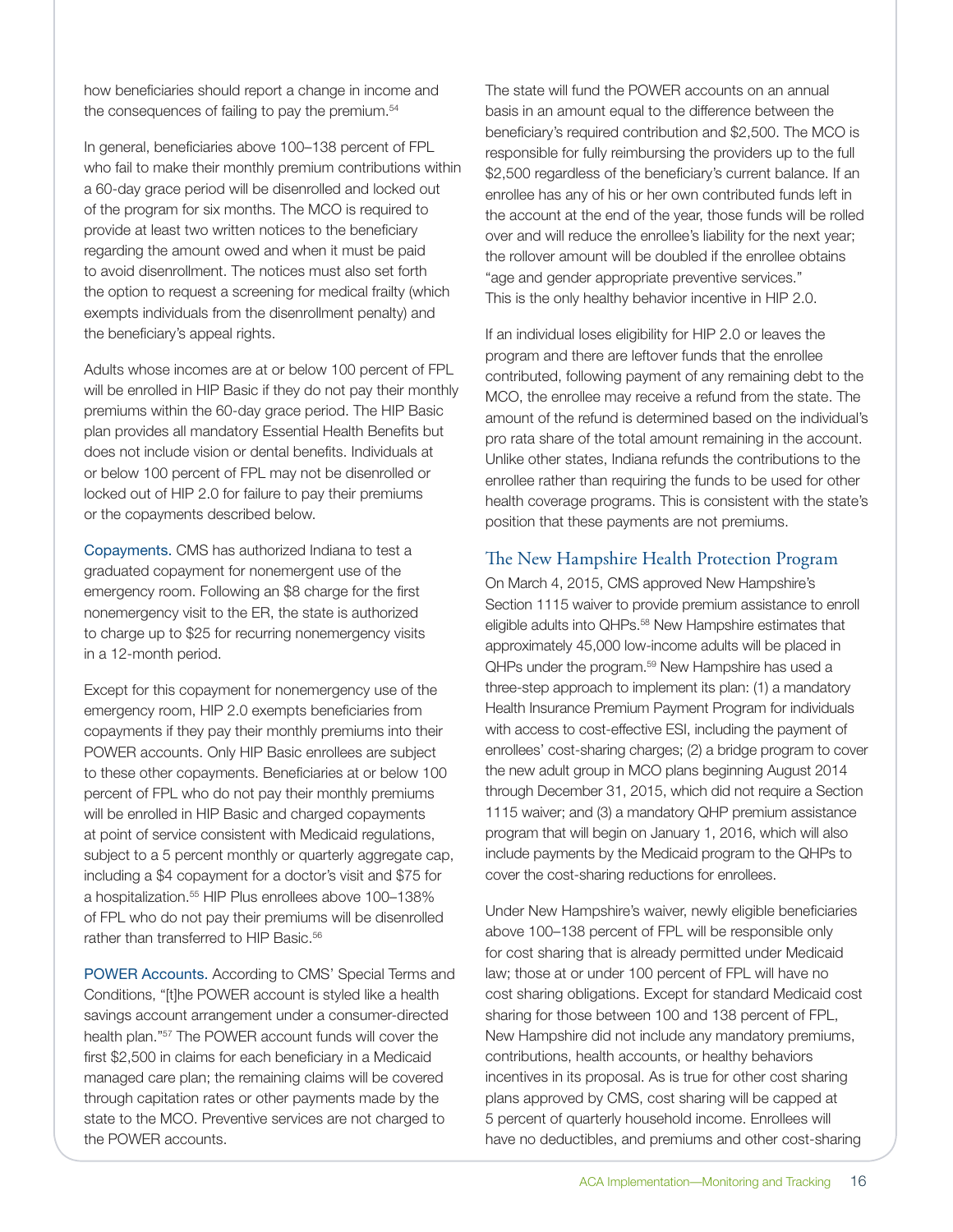how beneficiaries should report a change in income and the consequences of failing to pay the premium.[54]

In general, beneficiaries above 100–138 percent of FPL who fail to make their monthly premium contributions within a 60-day grace period will be disenrolled and locked out of the program for six months. The MCO is required to provide at least two written notices to the beneficiary regarding the amount owed and when it must be paid to avoid disenrollment. The notices must also set forth the option to request a screening for medical frailty (which exempts individuals from the disenrollment penalty) and the beneficiary's appeal rights.

Adults whose incomes are at or below 100 percent of FPL will be enrolled in HIP Basic if they do not pay their monthly premiums within the 60-day grace period. The HIP Basic plan provides all mandatory Essential Health Benefits but does not include vision or dental benefits. Individuals at or below 100 percent of FPL may not be disenrolled or locked out of HIP 2.0 for failure to pay their premiums or the copayments described below.

Copayments. CMS has authorized Indiana to test a graduated copayment for nonemergent use of the emergency room. Following an $8 charge for the first nonemergency visit to the ER, the state is authorized to charge up to $25 for recurring nonemergency visits in a 12-month period.

Except for this copayment for nonemergency use of the emergency room, HIP 2.0 exempts beneficiaries from copayments if they pay their monthly premiums into their POWER accounts. Only HIP Basic enrollees are subject to these other copayments. Beneficiaries at or below 100 percent of FPL who do not pay their monthly premiums will be enrolled in HIP Basic and charged copayments at point of service consistent with Medicaid regulations, subject to a 5 percent monthly or quarterly aggregate cap, including a $4 copayment for a doctor's visit and $75 for a hospitalization.[55] HIP Plus enrollees above 100–138% of FPL who do not pay their premiums will be disenrolled rather than transferred to HIP Basic.[56]

POWER Accounts. According to CMS' Special Terms and Conditions, "[t]he POWER account is styled like a health savings account arrangement under a consumer-directed health plan."[57] The POWER account funds will cover the first $2,500 in claims for each beneficiary in a Medicaid managed care plan; the remaining claims will be covered through capitation rates or other payments made by the state to the MCO. Preventive services are not charged to the POWER accounts.

The state will fund the POWER accounts on an annual basis in an amount equal to the difference between the beneficiary's required contribution and $2,500. The MCO is responsible for fully reimbursing the providers up to the full $2,500 regardless of the beneficiary's current balance. If an enrollee has any of his or her own contributed funds left in the account at the end of the year, those funds will be rolled over and will reduce the enrollee's liability for the next year; the rollover amount will be doubled if the enrollee obtains "age and gender appropriate preventive services." This is the only healthy behavior incentive in HIP 2.0.

If an individual loses eligibility for HIP 2.0 or leaves the program and there are leftover funds that the enrollee contributed, following payment of any remaining debt to the MCO, the enrollee may receive a refund from the state. The amount of the refund is determined based on the individual's pro rata share of the total amount remaining in the account. Unlike other states, Indiana refunds the contributions to the enrollee rather than requiring the funds to be used for other health coverage programs. This is consistent with the state's position that these payments are not premiums.

## The New Hampshire Health Protection Program

On March 4, 2015, CMS approved New Hampshire's Section 1115 waiver to provide premium assistance to enroll eligible adults into QHPs.[58] New Hampshire estimates that approximately 45,000 low-income adults will be placed in QHPs under the program.[59] New Hampshire has used a three-step approach to implement its plan: (1) a mandatory Health Insurance Premium Payment Program for individuals with access to cost-effective ESI, including the payment of enrollees' cost-sharing charges; (2) a bridge program to cover the new adult group in MCO plans beginning August 2014 through December 31, 2015, which did not require a Section 1115 waiver; and (3) a mandatory QHP premium assistance program that will begin on January 1, 2016, which will also include payments by the Medicaid program to the QHPs to cover the cost-sharing reductions for enrollees.

Under New Hampshire's waiver, newly eligible beneficiaries above 100–138 percent of FPL will be responsible only for cost sharing that is already permitted under Medicaid law; those at or under 100 percent of FPL will have no cost sharing obligations. Except for standard Medicaid cost sharing for those between 100 and 138 percent of FPL, New Hampshire did not include any mandatory premiums, contributions, health accounts, or healthy behaviors incentives in its proposal. As is true for other cost sharing plans approved by CMS, cost sharing will be capped at 5 percent of quarterly household income. Enrollees will have no deductibles, and premiums and other cost-sharing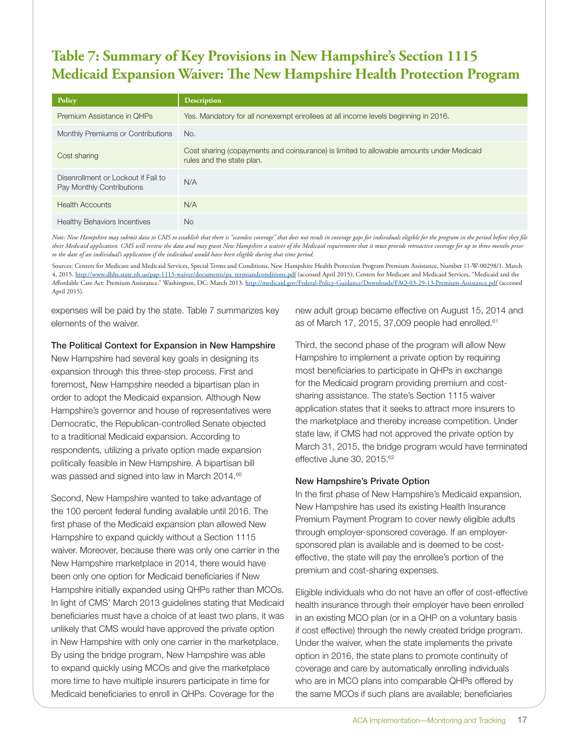## Table 7: Summary of Key Provisions in New Hampshire's Section 1115 Medicaid Expansion Waiver: The New Hampshire Health Protection Program

| Policy | Description |
|---|---|
| Premium Assistance in QHPs | Yes. Mandatory for all nonexempt enrollees at all income levels beginning in 2016. |
| Monthly Premiums or Contributions | No. |
| Cost sharing | Cost sharing (copayments and coinsurance) is limited to allowable amounts under Medicaid rules and the state plan. |
| Disenrollment or Lockout if Fail to Pay Monthly Contributions | N/A |
| Health Accounts | N/A |
| Healthy Behaviors Incentives | No |

*Note: New Hampshire may submit data to CMS to establish that there is "seamless coverage" that does not result in coverage gaps for individuals eligible for the program in the period before they file their Medicaid application. CMS will review the data and may grant New Hampshire a waiver of the Medicaid requirement that it must provide retroactive coverage for up to three months prior to the date of an individual's application if the individual would have been eligible during that time period.*

Sources: Centers for Medicare and Medicaid Services, Special Terms and Conditions, New Hampshire Health Protection Program Premium Assistance, Number 11-W-00298/1. March 4, 2015. http://www.dhhs.state.nh.us/pap-1115-waiver/documents/pa_termsandconditions.pdf (accessed April 2015); Centers for Medicare and Medicaid Services, "Medicaid and the Affordable Care Act: Premium Assistance." Washington, DC: March 2013. http://medicaid.gov/Federal-Policy-Guidance/Downloads/FAQ-03-29-13-Premium-Assistance.pdf (accessed April 2015).

expenses will be paid by the state. Table 7 summarizes key elements of the waiver.

### The Political Context for Expansion in New Hampshire

New Hampshire had several key goals in designing its expansion through this three-step process. First and foremost, New Hampshire needed a bipartisan plan in order to adopt the Medicaid expansion. Although New Hampshire's governor and house of representatives were Democratic, the Republican-controlled Senate objected to a traditional Medicaid expansion. According to respondents, utilizing a private option made expansion politically feasible in New Hampshire. A bipartisan bill was passed and signed into law in March 2014.[60]

Second, New Hampshire wanted to take advantage of the 100 percent federal funding available until 2016. The first phase of the Medicaid expansion plan allowed New Hampshire to expand quickly without a Section 1115 waiver. Moreover, because there was only one carrier in the New Hampshire marketplace in 2014, there would have been only one option for Medicaid beneficiaries if New Hampshire initially expanded using QHPs rather than MCOs. In light of CMS' March 2013 guidelines stating that Medicaid beneficiaries must have a choice of at least two plans, it was unlikely that CMS would have approved the private option in New Hampshire with only one carrier in the marketplace. By using the bridge program, New Hampshire was able to expand quickly using MCOs and give the marketplace more time to have multiple insurers participate in time for Medicaid beneficiaries to enroll in QHPs. Coverage for the new adult group became effective on August 15, 2014 and as of March 17, 2015, 37,009 people had enrolled.[61]

Third, the second phase of the program will allow New Hampshire to implement a private option by requiring most beneficiaries to participate in QHPs in exchange for the Medicaid program providing premium and cost-sharing assistance. The state's Section 1115 waiver application states that it seeks to attract more insurers to the marketplace and thereby increase competition. Under state law, if CMS had not approved the private option by March 31, 2015, the bridge program would have terminated effective June 30, 2015.[62]

### New Hampshire's Private Option

In the first phase of New Hampshire's Medicaid expansion, New Hampshire has used its existing Health Insurance Premium Payment Program to cover newly eligible adults through employer-sponsored coverage. If an employer-sponsored plan is available and is deemed to be cost-effective, the state will pay the enrollee's portion of the premium and cost-sharing expenses.

Eligible individuals who do not have an offer of cost-effective health insurance through their employer have been enrolled in an existing MCO plan (or in a QHP on a voluntary basis if cost effective) through the newly created bridge program. Under the waiver, when the state implements the private option in 2016, the state plans to promote continuity of coverage and care by automatically enrolling individuals who are in MCO plans into comparable QHPs offered by the same MCOs if such plans are available; beneficiaries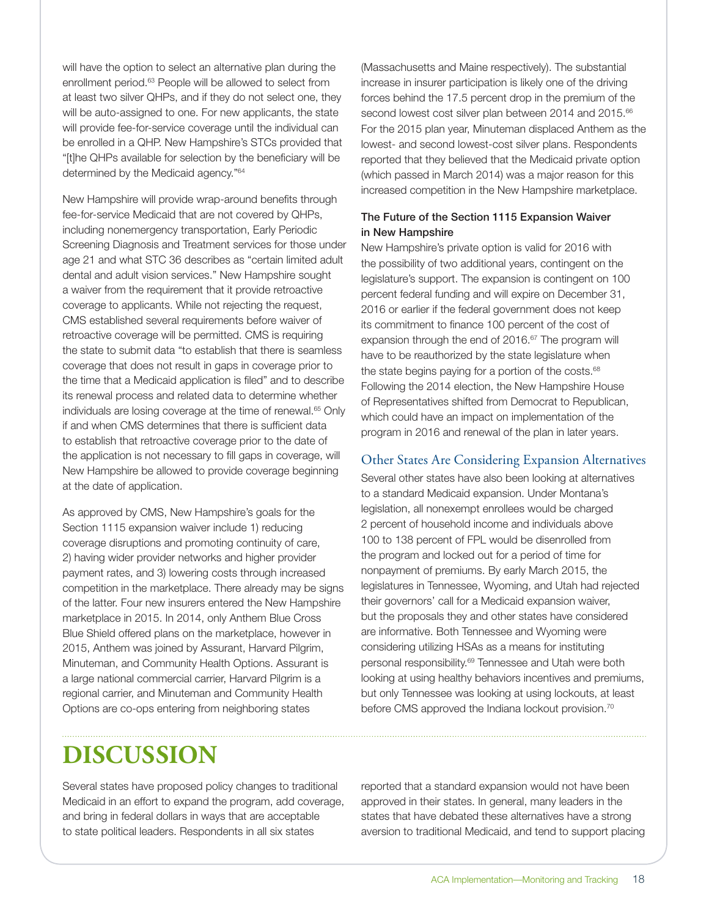will have the option to select an alternative plan during the enrollment period.[63] People will be allowed to select from at least two silver QHPs, and if they do not select one, they will be auto-assigned to one. For new applicants, the state will provide fee-for-service coverage until the individual can be enrolled in a QHP. New Hampshire's STCs provided that "[t]he QHPs available for selection by the beneficiary will be determined by the Medicaid agency."[64]

New Hampshire will provide wrap-around benefits through fee-for-service Medicaid that are not covered by QHPs, including nonemergency transportation, Early Periodic Screening Diagnosis and Treatment services for those under age 21 and what STC 36 describes as "certain limited adult dental and adult vision services." New Hampshire sought a waiver from the requirement that it provide retroactive coverage to applicants. While not rejecting the request, CMS established several requirements before waiver of retroactive coverage will be permitted. CMS is requiring the state to submit data "to establish that there is seamless coverage that does not result in gaps in coverage prior to the time that a Medicaid application is filed" and to describe its renewal process and related data to determine whether individuals are losing coverage at the time of renewal.[65] Only if and when CMS determines that there is sufficient data to establish that retroactive coverage prior to the date of the application is not necessary to fill gaps in coverage, will New Hampshire be allowed to provide coverage beginning at the date of application.

As approved by CMS, New Hampshire's goals for the Section 1115 expansion waiver include 1) reducing coverage disruptions and promoting continuity of care, 2) having wider provider networks and higher provider payment rates, and 3) lowering costs through increased competition in the marketplace. There already may be signs of the latter. Four new insurers entered the New Hampshire marketplace in 2015. In 2014, only Anthem Blue Cross Blue Shield offered plans on the marketplace, however in 2015, Anthem was joined by Assurant, Harvard Pilgrim, Minuteman, and Community Health Options. Assurant is a large national commercial carrier, Harvard Pilgrim is a regional carrier, and Minuteman and Community Health Options are co-ops entering from neighboring states (Massachusetts and Maine respectively). The substantial increase in insurer participation is likely one of the driving forces behind the 17.5 percent drop in the premium of the second lowest cost silver plan between 2014 and 2015.[66] For the 2015 plan year, Minuteman displaced Anthem as the lowest- and second lowest-cost silver plans. Respondents reported that they believed that the Medicaid private option (which passed in March 2014) was a major reason for this increased competition in the New Hampshire marketplace.

#### The Future of the Section 1115 Expansion Waiver in New Hampshire

New Hampshire's private option is valid for 2016 with the possibility of two additional years, contingent on the legislature's support. The expansion is contingent on 100 percent federal funding and will expire on December 31, 2016 or earlier if the federal government does not keep its commitment to finance 100 percent of the cost of expansion through the end of 2016.[67] The program will have to be reauthorized by the state legislature when the state begins paying for a portion of the costs.[68] Following the 2014 election, the New Hampshire House of Representatives shifted from Democrat to Republican, which could have an impact on implementation of the program in 2016 and renewal of the plan in later years.

### Other States Are Considering Expansion Alternatives

Several other states have also been looking at alternatives to a standard Medicaid expansion. Under Montana's legislation, all nonexempt enrollees would be charged 2 percent of household income and individuals above 100 to 138 percent of FPL would be disenrolled from the program and locked out for a period of time for nonpayment of premiums. By early March 2015, the legislatures in Tennessee, Wyoming, and Utah had rejected their governors' call for a Medicaid expansion waiver, but the proposals they and other states have considered are informative. Both Tennessee and Wyoming were considering utilizing HSAs as a means for instituting personal responsibility.[69] Tennessee and Utah were both looking at using healthy behaviors incentives and premiums, but only Tennessee was looking at using lockouts, at least before CMS approved the Indiana lockout provision.[70]

## DISCUSSION

Several states have proposed policy changes to traditional Medicaid in an effort to expand the program, add coverage, and bring in federal dollars in ways that are acceptable to state political leaders. Respondents in all six states reported that a standard expansion would not have been approved in their states. In general, many leaders in the states that have debated these alternatives have a strong aversion to traditional Medicaid, and tend to support placing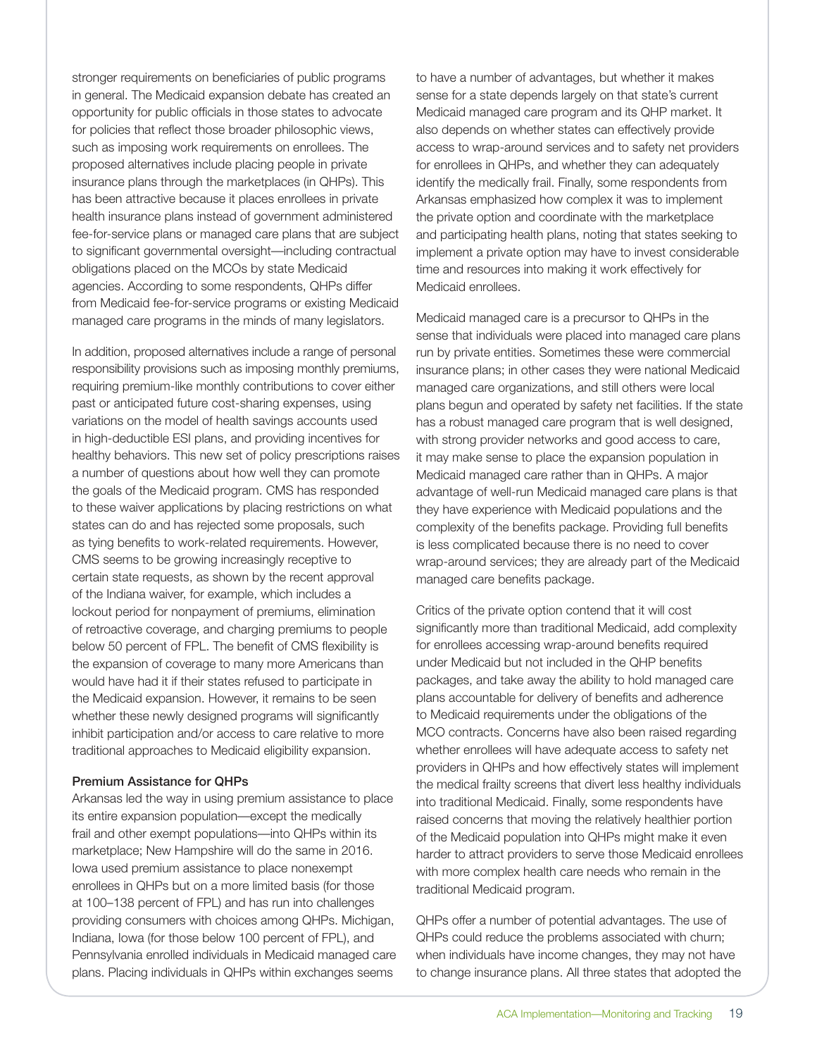stronger requirements on beneficiaries of public programs in general. The Medicaid expansion debate has created an opportunity for public officials in those states to advocate for policies that reflect those broader philosophic views, such as imposing work requirements on enrollees. The proposed alternatives include placing people in private insurance plans through the marketplaces (in QHPs). This has been attractive because it places enrollees in private health insurance plans instead of government administered fee-for-service plans or managed care plans that are subject to significant governmental oversight—including contractual obligations placed on the MCOs by state Medicaid agencies. According to some respondents, QHPs differ from Medicaid fee-for-service programs or existing Medicaid managed care programs in the minds of many legislators.

In addition, proposed alternatives include a range of personal responsibility provisions such as imposing monthly premiums, requiring premium-like monthly contributions to cover either past or anticipated future cost-sharing expenses, using variations on the model of health savings accounts used in high-deductible ESI plans, and providing incentives for healthy behaviors. This new set of policy prescriptions raises a number of questions about how well they can promote the goals of the Medicaid program. CMS has responded to these waiver applications by placing restrictions on what states can do and has rejected some proposals, such as tying benefits to work-related requirements. However, CMS seems to be growing increasingly receptive to certain state requests, as shown by the recent approval of the Indiana waiver, for example, which includes a lockout period for nonpayment of premiums, elimination of retroactive coverage, and charging premiums to people below 50 percent of FPL. The benefit of CMS flexibility is the expansion of coverage to many more Americans than would have had it if their states refused to participate in the Medicaid expansion. However, it remains to be seen whether these newly designed programs will significantly inhibit participation and/or access to care relative to more traditional approaches to Medicaid eligibility expansion.

#### Premium Assistance for QHPs

Arkansas led the way in using premium assistance to place its entire expansion population—except the medically frail and other exempt populations—into QHPs within its marketplace; New Hampshire will do the same in 2016. Iowa used premium assistance to place nonexempt enrollees in QHPs but on a more limited basis (for those at 100–138 percent of FPL) and has run into challenges providing consumers with choices among QHPs. Michigan, Indiana, Iowa (for those below 100 percent of FPL), and Pennsylvania enrolled individuals in Medicaid managed care plans. Placing individuals in QHPs within exchanges seems to have a number of advantages, but whether it makes sense for a state depends largely on that state's current Medicaid managed care program and its QHP market. It also depends on whether states can effectively provide access to wrap-around services and to safety net providers for enrollees in QHPs, and whether they can adequately identify the medically frail. Finally, some respondents from Arkansas emphasized how complex it was to implement the private option and coordinate with the marketplace and participating health plans, noting that states seeking to implement a private option may have to invest considerable time and resources into making it work effectively for Medicaid enrollees.

Medicaid managed care is a precursor to QHPs in the sense that individuals were placed into managed care plans run by private entities. Sometimes these were commercial insurance plans; in other cases they were national Medicaid managed care organizations, and still others were local plans begun and operated by safety net facilities. If the state has a robust managed care program that is well designed, with strong provider networks and good access to care, it may make sense to place the expansion population in Medicaid managed care rather than in QHPs. A major advantage of well-run Medicaid managed care plans is that they have experience with Medicaid populations and the complexity of the benefits package. Providing full benefits is less complicated because there is no need to cover wrap-around services; they are already part of the Medicaid managed care benefits package.

Critics of the private option contend that it will cost significantly more than traditional Medicaid, add complexity for enrollees accessing wrap-around benefits required under Medicaid but not included in the QHP benefits packages, and take away the ability to hold managed care plans accountable for delivery of benefits and adherence to Medicaid requirements under the obligations of the MCO contracts. Concerns have also been raised regarding whether enrollees will have adequate access to safety net providers in QHPs and how effectively states will implement the medical frailty screens that divert less healthy individuals into traditional Medicaid. Finally, some respondents have raised concerns that moving the relatively healthier portion of the Medicaid population into QHPs might make it even harder to attract providers to serve those Medicaid enrollees with more complex health care needs who remain in the traditional Medicaid program.

QHPs offer a number of potential advantages. The use of QHPs could reduce the problems associated with churn; when individuals have income changes, they may not have to change insurance plans. All three states that adopted the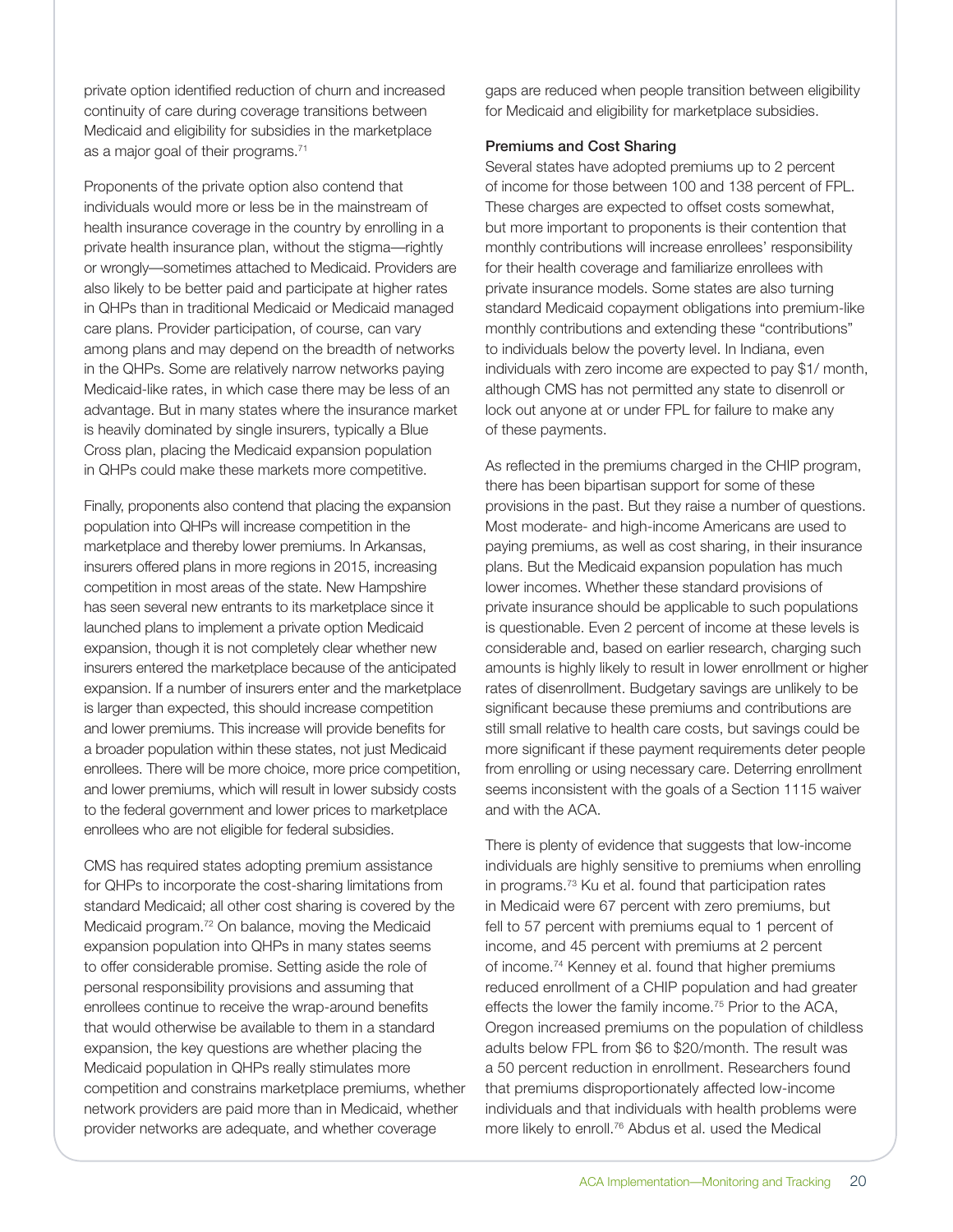private option identified reduction of churn and increased continuity of care during coverage transitions between Medicaid and eligibility for subsidies in the marketplace as a major goal of their programs.[71]

Proponents of the private option also contend that individuals would more or less be in the mainstream of health insurance coverage in the country by enrolling in a private health insurance plan, without the stigma—rightly or wrongly—sometimes attached to Medicaid. Providers are also likely to be better paid and participate at higher rates in QHPs than in traditional Medicaid or Medicaid managed care plans. Provider participation, of course, can vary among plans and may depend on the breadth of networks in the QHPs. Some are relatively narrow networks paying Medicaid-like rates, in which case there may be less of an advantage. But in many states where the insurance market is heavily dominated by single insurers, typically a Blue Cross plan, placing the Medicaid expansion population in QHPs could make these markets more competitive.

Finally, proponents also contend that placing the expansion population into QHPs will increase competition in the marketplace and thereby lower premiums. In Arkansas, insurers offered plans in more regions in 2015, increasing competition in most areas of the state. New Hampshire has seen several new entrants to its marketplace since it launched plans to implement a private option Medicaid expansion, though it is not completely clear whether new insurers entered the marketplace because of the anticipated expansion. If a number of insurers enter and the marketplace is larger than expected, this should increase competition and lower premiums. This increase will provide benefits for a broader population within these states, not just Medicaid enrollees. There will be more choice, more price competition, and lower premiums, which will result in lower subsidy costs to the federal government and lower prices to marketplace enrollees who are not eligible for federal subsidies.

CMS has required states adopting premium assistance for QHPs to incorporate the cost-sharing limitations from standard Medicaid; all other cost sharing is covered by the Medicaid program.[72] On balance, moving the Medicaid expansion population into QHPs in many states seems to offer considerable promise. Setting aside the role of personal responsibility provisions and assuming that enrollees continue to receive the wrap-around benefits that would otherwise be available to them in a standard expansion, the key questions are whether placing the Medicaid population in QHPs really stimulates more competition and constrains marketplace premiums, whether network providers are paid more than in Medicaid, whether provider networks are adequate, and whether coverage gaps are reduced when people transition between eligibility for Medicaid and eligibility for marketplace subsidies.

#### Premiums and Cost Sharing

Several states have adopted premiums up to 2 percent of income for those between 100 and 138 percent of FPL. These charges are expected to offset costs somewhat, but more important to proponents is their contention that monthly contributions will increase enrollees' responsibility for their health coverage and familiarize enrollees with private insurance models. Some states are also turning standard Medicaid copayment obligations into premium-like monthly contributions and extending these "contributions" to individuals below the poverty level. In Indiana, even individuals with zero income are expected to pay $1/ month, although CMS has not permitted any state to disenroll or lock out anyone at or under FPL for failure to make any of these payments.

As reflected in the premiums charged in the CHIP program, there has been bipartisan support for some of these provisions in the past. But they raise a number of questions. Most moderate- and high-income Americans are used to paying premiums, as well as cost sharing, in their insurance plans. But the Medicaid expansion population has much lower incomes. Whether these standard provisions of private insurance should be applicable to such populations is questionable. Even 2 percent of income at these levels is considerable and, based on earlier research, charging such amounts is highly likely to result in lower enrollment or higher rates of disenrollment. Budgetary savings are unlikely to be significant because these premiums and contributions are still small relative to health care costs, but savings could be more significant if these payment requirements deter people from enrolling or using necessary care. Deterring enrollment seems inconsistent with the goals of a Section 1115 waiver and with the ACA.

There is plenty of evidence that suggests that low-income individuals are highly sensitive to premiums when enrolling in programs.[73] Ku et al. found that participation rates in Medicaid were 67 percent with zero premiums, but fell to 57 percent with premiums equal to 1 percent of income, and 45 percent with premiums at 2 percent of income.[74] Kenney et al. found that higher premiums reduced enrollment of a CHIP population and had greater effects the lower the family income.[75] Prior to the ACA, Oregon increased premiums on the population of childless adults below FPL from $6 to $20/month. The result was a 50 percent reduction in enrollment. Researchers found that premiums disproportionately affected low-income individuals and that individuals with health problems were more likely to enroll.[76] Abdus et al. used the Medical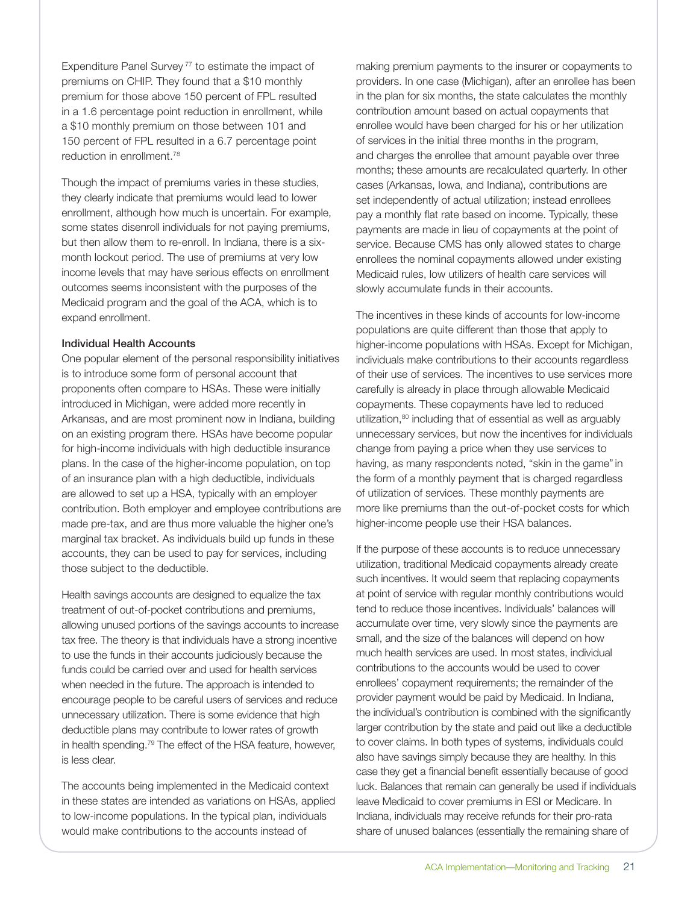Expenditure Panel Survey[77] to estimate the impact of premiums on CHIP. They found that a $10 monthly premium for those above 150 percent of FPL resulted in a 1.6 percentage point reduction in enrollment, while a $10 monthly premium on those between 101 and 150 percent of FPL resulted in a 6.7 percentage point reduction in enrollment.[78]

Though the impact of premiums varies in these studies, they clearly indicate that premiums would lead to lower enrollment, although how much is uncertain. For example, some states disenroll individuals for not paying premiums, but then allow them to re-enroll. In Indiana, there is a six-month lockout period. The use of premiums at very low income levels that may have serious effects on enrollment outcomes seems inconsistent with the purposes of the Medicaid program and the goal of the ACA, which is to expand enrollment.

### Individual Health Accounts

One popular element of the personal responsibility initiatives is to introduce some form of personal account that proponents often compare to HSAs. These were initially introduced in Michigan, were added more recently in Arkansas, and are most prominent now in Indiana, building on an existing program there. HSAs have become popular for high-income individuals with high deductible insurance plans. In the case of the higher-income population, on top of an insurance plan with a high deductible, individuals are allowed to set up a HSA, typically with an employer contribution. Both employer and employee contributions are made pre-tax, and are thus more valuable the higher one's marginal tax bracket. As individuals build up funds in these accounts, they can be used to pay for services, including those subject to the deductible.

Health savings accounts are designed to equalize the tax treatment of out-of-pocket contributions and premiums, allowing unused portions of the savings accounts to increase tax free. The theory is that individuals have a strong incentive to use the funds in their accounts judiciously because the funds could be carried over and used for health services when needed in the future. The approach is intended to encourage people to be careful users of services and reduce unnecessary utilization. There is some evidence that high deductible plans may contribute to lower rates of growth in health spending.[79] The effect of the HSA feature, however, is less clear.

The accounts being implemented in the Medicaid context in these states are intended as variations on HSAs, applied to low-income populations. In the typical plan, individuals would make contributions to the accounts instead of making premium payments to the insurer or copayments to providers. In one case (Michigan), after an enrollee has been in the plan for six months, the state calculates the monthly contribution amount based on actual copayments that enrollee would have been charged for his or her utilization of services in the initial three months in the program, and charges the enrollee that amount payable over three months; these amounts are recalculated quarterly. In other cases (Arkansas, Iowa, and Indiana), contributions are set independently of actual utilization; instead enrollees pay a monthly flat rate based on income. Typically, these payments are made in lieu of copayments at the point of service. Because CMS has only allowed states to charge enrollees the nominal copayments allowed under existing Medicaid rules, low utilizers of health care services will slowly accumulate funds in their accounts.

The incentives in these kinds of accounts for low-income populations are quite different than those that apply to higher-income populations with HSAs. Except for Michigan, individuals make contributions to their accounts regardless of their use of services. The incentives to use services more carefully is already in place through allowable Medicaid copayments. These copayments have led to reduced utilization,[80] including that of essential as well as arguably unnecessary services, but now the incentives for individuals change from paying a price when they use services to having, as many respondents noted, "skin in the game" in the form of a monthly payment that is charged regardless of utilization of services. These monthly payments are more like premiums than the out-of-pocket costs for which higher-income people use their HSA balances.

If the purpose of these accounts is to reduce unnecessary utilization, traditional Medicaid copayments already create such incentives. It would seem that replacing copayments at point of service with regular monthly contributions would tend to reduce those incentives. Individuals' balances will accumulate over time, very slowly since the payments are small, and the size of the balances will depend on how much health services are used. In most states, individual contributions to the accounts would be used to cover enrollees' copayment requirements; the remainder of the provider payment would be paid by Medicaid. In Indiana, the individual's contribution is combined with the significantly larger contribution by the state and paid out like a deductible to cover claims. In both types of systems, individuals could also have savings simply because they are healthy. In this case they get a financial benefit essentially because of good luck. Balances that remain can generally be used if individuals leave Medicaid to cover premiums in ESI or Medicare. In Indiana, individuals may receive refunds for their pro-rata share of unused balances (essentially the remaining share of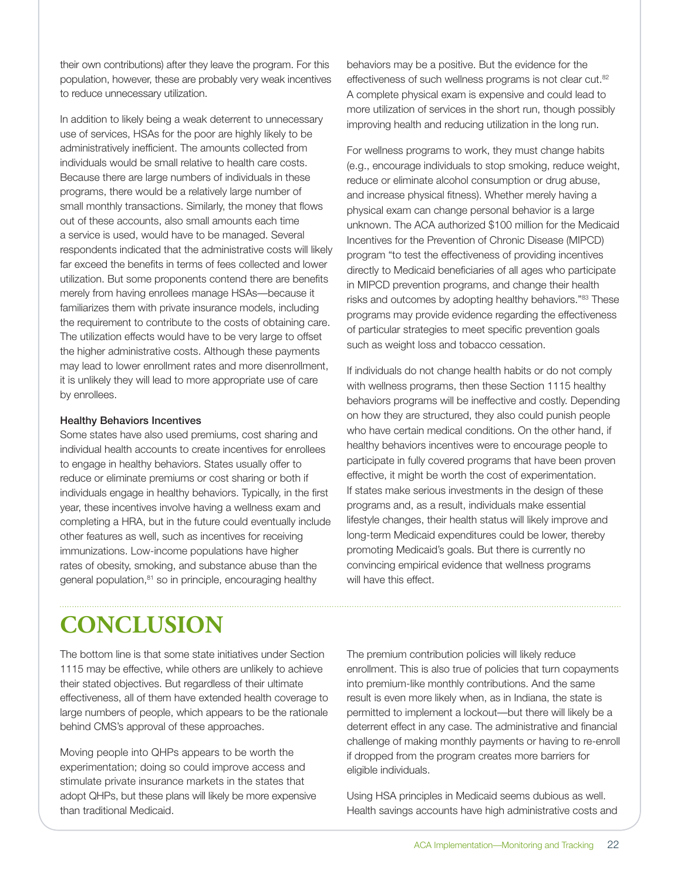their own contributions) after they leave the program. For this population, however, these are probably very weak incentives to reduce unnecessary utilization.

In addition to likely being a weak deterrent to unnecessary use of services, HSAs for the poor are highly likely to be administratively inefficient. The amounts collected from individuals would be small relative to health care costs. Because there are large numbers of individuals in these programs, there would be a relatively large number of small monthly transactions. Similarly, the money that flows out of these accounts, also small amounts each time a service is used, would have to be managed. Several respondents indicated that the administrative costs will likely far exceed the benefits in terms of fees collected and lower utilization. But some proponents contend there are benefits merely from having enrollees manage HSAs—because it familiarizes them with private insurance models, including the requirement to contribute to the costs of obtaining care. The utilization effects would have to be very large to offset the higher administrative costs. Although these payments may lead to lower enrollment rates and more disenrollment, it is unlikely they will lead to more appropriate use of care by enrollees.

**Healthy Behaviors Incentives**

Some states have also used premiums, cost sharing and individual health accounts to create incentives for enrollees to engage in healthy behaviors. States usually offer to reduce or eliminate premiums or cost sharing or both if individuals engage in healthy behaviors. Typically, in the first year, these incentives involve having a wellness exam and completing a HRA, but in the future could eventually include other features as well, such as incentives for receiving immunizations. Low-income populations have higher rates of obesity, smoking, and substance abuse than the general population,[81] so in principle, encouraging healthy behaviors may be a positive. But the evidence for the effectiveness of such wellness programs is not clear cut.[82] A complete physical exam is expensive and could lead to more utilization of services in the short run, though possibly improving health and reducing utilization in the long run.

For wellness programs to work, they must change habits (e.g., encourage individuals to stop smoking, reduce weight, reduce or eliminate alcohol consumption or drug abuse, and increase physical fitness). Whether merely having a physical exam can change personal behavior is a large unknown. The ACA authorized $100 million for the Medicaid Incentives for the Prevention of Chronic Disease (MIPCD) program "to test the effectiveness of providing incentives directly to Medicaid beneficiaries of all ages who participate in MIPCD prevention programs, and change their health risks and outcomes by adopting healthy behaviors."[83] These programs may provide evidence regarding the effectiveness of particular strategies to meet specific prevention goals such as weight loss and tobacco cessation.

If individuals do not change health habits or do not comply with wellness programs, then these Section 1115 healthy behaviors programs will be ineffective and costly. Depending on how they are structured, they also could punish people who have certain medical conditions. On the other hand, if healthy behaviors incentives were to encourage people to participate in fully covered programs that have been proven effective, it might be worth the cost of experimentation. If states make serious investments in the design of these programs and, as a result, individuals make essential lifestyle changes, their health status will likely improve and long-term Medicaid expenditures could be lower, thereby promoting Medicaid's goals. But there is currently no convincing empirical evidence that wellness programs will have this effect.

# CONCLUSION

The bottom line is that some state initiatives under Section 1115 may be effective, while others are unlikely to achieve their stated objectives. But regardless of their ultimate effectiveness, all of them have extended health coverage to large numbers of people, which appears to be the rationale behind CMS's approval of these approaches.

Moving people into QHPs appears to be worth the experimentation; doing so could improve access and stimulate private insurance markets in the states that adopt QHPs, but these plans will likely be more expensive than traditional Medicaid.

The premium contribution policies will likely reduce enrollment. This is also true of policies that turn copayments into premium-like monthly contributions. And the same result is even more likely when, as in Indiana, the state is permitted to implement a lockout—but there will likely be a deterrent effect in any case. The administrative and financial challenge of making monthly payments or having to re-enroll if dropped from the program creates more barriers for eligible individuals.

Using HSA principles in Medicaid seems dubious as well. Health savings accounts have high administrative costs and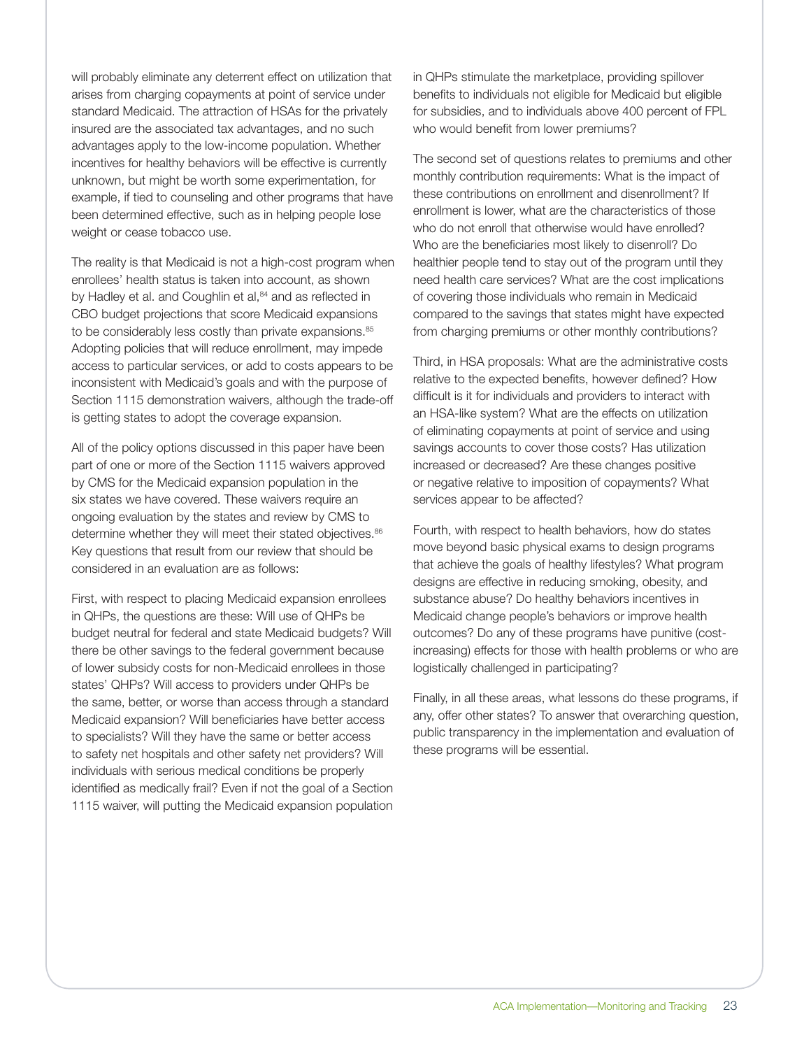will probably eliminate any deterrent effect on utilization that arises from charging copayments at point of service under standard Medicaid. The attraction of HSAs for the privately insured are the associated tax advantages, and no such advantages apply to the low-income population. Whether incentives for healthy behaviors will be effective is currently unknown, but might be worth some experimentation, for example, if tied to counseling and other programs that have been determined effective, such as in helping people lose weight or cease tobacco use.

The reality is that Medicaid is not a high-cost program when enrollees' health status is taken into account, as shown by Hadley et al. and Coughlin et al,[84] and as reflected in CBO budget projections that score Medicaid expansions to be considerably less costly than private expansions.[85] Adopting policies that will reduce enrollment, may impede access to particular services, or add to costs appears to be inconsistent with Medicaid's goals and with the purpose of Section 1115 demonstration waivers, although the trade-off is getting states to adopt the coverage expansion.

All of the policy options discussed in this paper have been part of one or more of the Section 1115 waivers approved by CMS for the Medicaid expansion population in the six states we have covered. These waivers require an ongoing evaluation by the states and review by CMS to determine whether they will meet their stated objectives.[86] Key questions that result from our review that should be considered in an evaluation are as follows:

First, with respect to placing Medicaid expansion enrollees in QHPs, the questions are these: Will use of QHPs be budget neutral for federal and state Medicaid budgets? Will there be other savings to the federal government because of lower subsidy costs for non-Medicaid enrollees in those states' QHPs? Will access to providers under QHPs be the same, better, or worse than access through a standard Medicaid expansion? Will beneficiaries have better access to specialists? Will they have the same or better access to safety net hospitals and other safety net providers? Will individuals with serious medical conditions be properly identified as medically frail? Even if not the goal of a Section 1115 waiver, will putting the Medicaid expansion population in QHPs stimulate the marketplace, providing spillover benefits to individuals not eligible for Medicaid but eligible for subsidies, and to individuals above 400 percent of FPL who would benefit from lower premiums?

The second set of questions relates to premiums and other monthly contribution requirements: What is the impact of these contributions on enrollment and disenrollment? If enrollment is lower, what are the characteristics of those who do not enroll that otherwise would have enrolled? Who are the beneficiaries most likely to disenroll? Do healthier people tend to stay out of the program until they need health care services? What are the cost implications of covering those individuals who remain in Medicaid compared to the savings that states might have expected from charging premiums or other monthly contributions?

Third, in HSA proposals: What are the administrative costs relative to the expected benefits, however defined? How difficult is it for individuals and providers to interact with an HSA-like system? What are the effects on utilization of eliminating copayments at point of service and using savings accounts to cover those costs? Has utilization increased or decreased? Are these changes positive or negative relative to imposition of copayments? What services appear to be affected?

Fourth, with respect to health behaviors, how do states move beyond basic physical exams to design programs that achieve the goals of healthy lifestyles? What program designs are effective in reducing smoking, obesity, and substance abuse? Do healthy behaviors incentives in Medicaid change people's behaviors or improve health outcomes? Do any of these programs have punitive (cost-increasing) effects for those with health problems or who are logistically challenged in participating?

Finally, in all these areas, what lessons do these programs, if any, offer other states? To answer that overarching question, public transparency in the implementation and evaluation of these programs will be essential.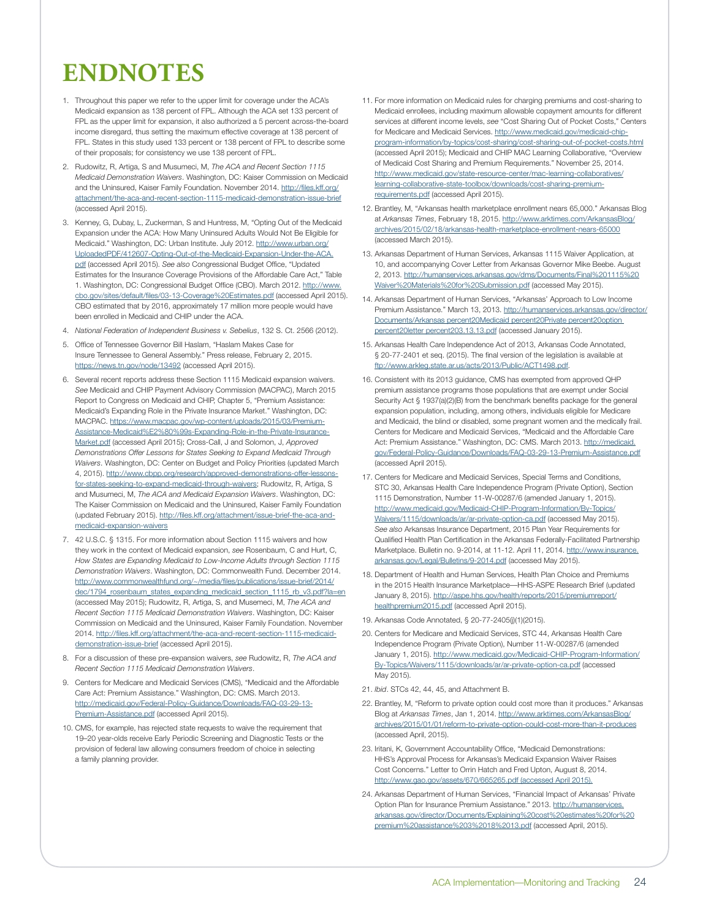# ENDNOTES

1. Throughout this paper we refer to the upper limit for coverage under the ACA's Medicaid expansion as 138 percent of FPL. Although the ACA set 133 percent of FPL as the upper limit for expansion, it also authorized a 5 percent across-the-board income disregard, thus setting the maximum effective coverage at 138 percent of FPL. States in this study used 133 percent or 138 percent of FPL to describe some of their proposals; for consistency we use 138 percent of FPL.

2. Rudowitz, R, Artiga, S and Musumeci, M, *The ACA and Recent Section 1115 Medicaid Demonstration Waivers*. Washington, DC: Kaiser Commission on Medicaid and the Uninsured, Kaiser Family Foundation. November 2014. http://files.kff.org/attachment/the-aca-and-recent-section-1115-medicaid-demonstration-issue-brief (accessed April 2015).

3. Kenney, G, Dubay, L, Zuckerman, S and Huntress, M, "Opting Out of the Medicaid Expansion under the ACA: How Many Uninsured Adults Would Not Be Eligible for Medicaid." Washington, DC: Urban Institute. July 2012. http://www.urban.org/UploadedPDF/412607-Opting-Out-of-the-Medicaid-Expansion-Under-the-ACA.pdf (accessed April 2015). *See also* Congressional Budget Office, "Updated Estimates for the Insurance Coverage Provisions of the Affordable Care Act," Table 1. Washington, DC: Congressional Budget Office (CBO). March 2012. http://www.cbo.gov/sites/default/files/03-13-Coverage%20Estimates.pdf (accessed April 2015). CBO estimated that by 2016, approximately 17 million more people would have been enrolled in Medicaid and CHIP under the ACA.

4. *National Federation of Independent Business v. Sebelius*, 132 S. Ct. 2566 (2012).

5. Office of Tennessee Governor Bill Haslam, "Haslam Makes Case for Insure Tennessee to General Assembly." Press release, February 2, 2015. https://news.tn.gov/node/13492 (accessed April 2015).

6. Several recent reports address these Section 1115 Medicaid expansion waivers. *See* Medicaid and CHIP Payment Advisory Commission (MACPAC), March 2015 Report to Congress on Medicaid and CHIP, Chapter 5, "Premium Assistance: Medicaid's Expanding Role in the Private Insurance Market." Washington, DC: MACPAC. https://www.macpac.gov/wp-content/uploads/2015/03/Premium-Assistance-Medicaid%E2%80%99s-Expanding-Role-in-the-Private-Insurance-Market.pdf (accessed April 2015); Cross-Call, J and Solomon, J, *Approved Demonstrations Offer Lessons for States Seeking to Expand Medicaid Through Waivers*. Washington, DC: Center on Budget and Policy Priorities (updated March 4, 2015). http://www.cbpp.org/research/approved-demonstrations-offer-lessons-for-states-seeking-to-expand-medicaid-through-waivers; Rudowitz, R, Artiga, S and Musumeci, M, *The ACA and Medicaid Expansion Waivers*. Washington, DC: The Kaiser Commission on Medicaid and the Uninsured, Kaiser Family Foundation (updated February 2015). http://files.kff.org/attachment/issue-brief-the-aca-and-medicaid-expansion-waivers

7. 42 U.S.C. § 1315. For more information about Section 1115 waivers and how they work in the context of Medicaid expansion, *see* Rosenbaum, C and Hurt, C, *How States are Expanding Medicaid to Low-Income Adults through Section 1115 Demonstration Waivers*. Washington, DC: Commonwealth Fund. December 2014. http://www.commonwealthfund.org/~/media/files/publications/issue-brief/2014/dec/1794_rosenbaum_states_expanding_medicaid_section_1115_rb_v3.pdf?la=en (accessed May 2015); Rudowitz, R, Artiga, S, and Musemeci, M, *The ACA and Recent Section 1115 Medicaid Demonstration Waivers*. Washington, DC: Kaiser Commission on Medicaid and the Uninsured, Kaiser Family Foundation. November 2014. http://files.kff.org/attachment/the-aca-and-recent-section-1115-medicaid-demonstration-issue-brief (accessed April 2015).

8. For a discussion of these pre-expansion waivers, *see* Rudowitz, R, *The ACA and Recent Section 1115 Medicaid Demonstration Waivers*.

9. Centers for Medicare and Medicaid Services (CMS), "Medicaid and the Affordable Care Act: Premium Assistance." Washington, DC: CMS. March 2013. http://medicaid.gov/Federal-Policy-Guidance/Downloads/FAQ-03-29-13-Premium-Assistance.pdf (accessed April 2015).

10. CMS, for example, has rejected state requests to waive the requirement that 19–20 year-olds receive Early Periodic Screening and Diagnostic Tests or the provision of federal law allowing consumers freedom of choice in selecting a family planning provider.

11. For more information on Medicaid rules for charging premiums and cost-sharing to Medicaid enrollees, including maximum allowable copayment amounts for different services at different income levels, *see* "Cost Sharing Out of Pocket Costs," Centers for Medicare and Medicaid Services. http://www.medicaid.gov/medicaid-chip-program-information/by-topics/cost-sharing/cost-sharing-out-of-pocket-costs.html (accessed April 2015); Medicaid and CHIP MAC Learning Collaborative, "Overview of Medicaid Cost Sharing and Premium Requirements." November 25, 2014. http://www.medicaid.gov/state-resource-center/mac-learning-collaboratives/learning-collaborative-state-toolbox/downloads/cost-sharing-premium-requirements.pdf (accessed April 2015).

12. Brantley, M, "Arkansas health marketplace enrollment nears 65,000." Arkansas Blog at *Arkansas Times*, February 18, 2015. http://www.arktimes.com/ArkansasBlog/archives/2015/02/18/arkansas-health-marketplace-enrollment-nears-65000 (accessed March 2015).

13. Arkansas Department of Human Services, Arkansas 1115 Waiver Application, at 10, and accompanying Cover Letter from Arkansas Governor Mike Beebe. August 2, 2013. http://humanservices.arkansas.gov/dms/Documents/Final%201115%20Waiver%20Materials%20for%20Submission.pdf (accessed May 2015).

14. Arkansas Department of Human Services, "Arkansas' Approach to Low Income Premium Assistance." March 13, 2013. http://humanservices.arkansas.gov/director/Documents/Arkansas percent20Medicaid percent20Private percent20option percent20letter percent203.13.13.pdf (accessed January 2015).

15. Arkansas Health Care Independence Act of 2013, Arkansas Code Annotated, § 20-77-2401 et seq. (2015). The final version of the legislation is available at ftp://www.arkleg.state.ar.us/acts/2013/Public/ACT1498.pdf.

16. Consistent with its 2013 guidance, CMS has exempted from approved QHP premium assistance programs those populations that are exempt under Social Security Act § 1937(a)(2)(B) from the benchmark benefits package for the general expansion population, including, among others, individuals eligible for Medicare and Medicaid, the blind or disabled, some pregnant women and the medically frail. Centers for Medicare and Medicaid Services, "Medicaid and the Affordable Care Act: Premium Assistance." Washington, DC: CMS. March 2013. http://medicaid.gov/Federal-Policy-Guidance/Downloads/FAQ-03-29-13-Premium-Assistance.pdf (accessed April 2015).

17. Centers for Medicare and Medicaid Services, Special Terms and Conditions, STC 30, Arkansas Health Care Independence Program (Private Option), Section 1115 Demonstration, Number 11-W-00287/6 (amended January 1, 2015). http://www.medicaid.gov/Medicaid-CHIP-Program-Information/By-Topics/Waivers/1115/downloads/ar/ar-private-option-ca.pdf (accessed May 2015). *See also* Arkansas Insurance Department, 2015 Plan Year Requirements for Qualified Health Plan Certification in the Arkansas Federally-Facilitated Partnership Marketplace. Bulletin no. 9-2014, at 11-12. April 11, 2014. http://www.insurance.arkansas.gov/Legal/Bulletins/9-2014.pdf (accessed May 2015).

18. Department of Health and Human Services, Health Plan Choice and Premiums in the 2015 Health Insurance Marketplace—HHS-ASPE Research Brief (updated January 8, 2015). http://aspe.hhs.gov/health/reports/2015/premiumreport/healthpremium2015.pdf (accessed April 2015).

19. Arkansas Code Annotated, § 20-77-2405(j)(1)(2015).

20. Centers for Medicare and Medicaid Services, STC 44, Arkansas Health Care Independence Program (Private Option), Number 11-W-00287/6 (amended January 1, 2015). http://www.medicaid.gov/Medicaid-CHIP-Program-Information/By-Topics/Waivers/1115/downloads/ar/ar-private-option-ca.pdf (accessed May 2015).

21. *Ibid*. STCs 42, 44, 45, and Attachment B.

22. Brantley, M, "Reform to private option could cost more than it produces." Arkansas Blog at *Arkansas Times*, Jan 1, 2014. http://www.arktimes.com/ArkansasBlog/archives/2015/01/01/reform-to-private-option-could-cost-more-than-it-produces (accessed April, 2015).

23. Iritani, K, Government Accountability Office, "Medicaid Demonstrations: HHS's Approval Process for Arkansas's Medicaid Expansion Waiver Raises Cost Concerns." Letter to Orrin Hatch and Fred Upton, August 8, 2014. http://www.gao.gov/assets/670/665265.pdf (accessed April 2015).

24. Arkansas Department of Human Services, "Financial Impact of Arkansas' Private Option Plan for Insurance Premium Assistance." 2013. http://humanservices.arkansas.gov/director/Documents/Explaining%20cost%20estimates%20for%20premium%20assistance%203%2018%2013.pdf (accessed April, 2015).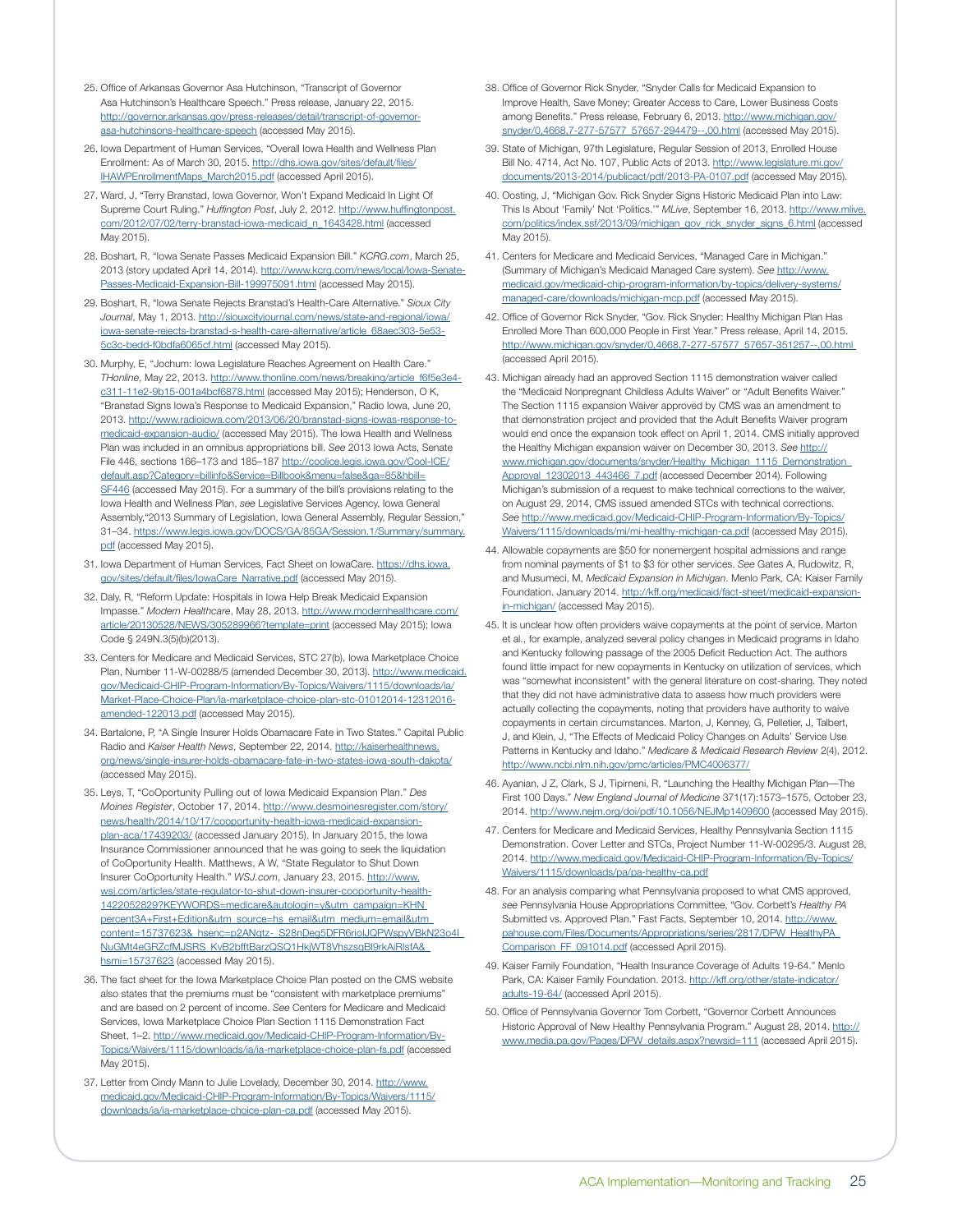25. Office of Arkansas Governor Asa Hutchinson, "Transcript of Governor Asa Hutchinson's Healthcare Speech." Press release, January 22, 2015. http://governor.arkansas.gov/press-releases/detail/transcript-of-governor-asa-hutchinsons-healthcare-speech (accessed May 2015).

26. Iowa Department of Human Services, "Overall Iowa Health and Wellness Plan Enrollment: As of March 30, 2015. http://dhs.iowa.gov/sites/default/files/IHAWPEnrollmentMaps_March2015.pdf (accessed April 2015).

27. Ward, J, "Terry Branstad, Iowa Governor, Won't Expand Medicaid In Light Of Supreme Court Ruling." *Huffington Post*, July 2, 2012. http://www.huffingtonpost.com/2012/07/02/terry-branstad-iowa-medicaid_n_1643428.html (accessed May 2015).

28. Boshart, R, "Iowa Senate Passes Medicaid Expansion Bill." *KCRG.com*, March 25, 2013 (story updated April 14, 2014). http://www.kcrg.com/news/local/Iowa-Senate-Passes-Medicaid-Expansion-Bill-199975091.html (accessed May 2015).

29. Boshart, R, "Iowa Senate Rejects Branstad's Health-Care Alternative." *Sioux City Journal*, May 1, 2013. http://siouxcityjournal.com/news/state-and-regional/iowa/iowa-senate-rejects-branstad-s-health-care-alternative/article_68aec303-5e53-5c3c-bedd-f0bdfa6065cf.html (accessed May 2015).

30. Murphy, E, "Jochum: Iowa Legislature Reaches Agreement on Health Care." *THonline*, May 22, 2013. http://www.thonline.com/news/breaking/article_f6f5e3e4-c311-11e2-9b15-001a4bcf6878.html (accessed May 2015); Henderson, O K, "Branstad Signs Iowa's Response to Medicaid Expansion," Radio Iowa, June 20, 2013. http://www.radioiowa.com/2013/06/20/branstad-signs-iowas-response-to-medicaid-expansion-audio/ (accessed May 2015). The Iowa Health and Wellness Plan was included in an omnibus appropriations bill. *See* 2013 Iowa Acts, Senate File 446, sections 166–173 and 185–187 http://coolice.legis.iowa.gov/Cool-ICE/default.asp?Category=billinfo&Service=Billbook&menu=false&ga=85&hbill=SF446 (accessed May 2015). For a summary of the bill's provisions relating to the Iowa Health and Wellness Plan, *see* Legislative Services Agency, Iowa General Assembly,"2013 Summary of Legislation, Iowa General Assembly, Regular Session," 31–34. https://www.legis.iowa.gov/DOCS/GA/85GA/Session.1/Summary/summary.pdf (accessed May 2015).

31. Iowa Department of Human Services, Fact Sheet on IowaCare. https://dhs.iowa.gov/sites/default/files/IowaCare_Narrative.pdf (accessed May 2015).

32. Daly, R, "Reform Update: Hospitals in Iowa Help Break Medicaid Expansion Impasse." *Modern Healthcare*, May 28, 2013. http://www.modernhealthcare.com/article/20130528/NEWS/305289966?template=print (accessed May 2015); Iowa Code § 249N.3(5)(b)(2013).

33. Centers for Medicare and Medicaid Services, STC 27(b), Iowa Marketplace Choice Plan, Number 11-W-00288/5 (amended December 30, 2013). http://www.medicaid.gov/Medicaid-CHIP-Program-Information/By-Topics/Waivers/1115/downloads/ia/Market-Place-Choice-Plan/ia-marketplace-choice-plan-stc-01012014-12312016-amended-122013.pdf (accessed May 2015).

34. Bartalone, P, "A Single Insurer Holds Obamacare Fate in Two States." Capital Public Radio and *Kaiser Health News*, September 22, 2014. http://kaiserhealthnews.org/news/single-insurer-holds-obamacare-fate-in-two-states-iowa-south-dakota/ (accessed May 2015).

35. Leys, T, "CoOportunity Pulling out of Iowa Medicaid Expansion Plan." *Des Moines Register*, October 17, 2014. http://www.desmoinesregister.com/story/news/health/2014/10/17/cooportunity-health-iowa-medicaid-expansion-plan-aca/17439203/ (accessed January 2015). In January 2015, the Iowa Insurance Commissioner announced that he was going to seek the liquidation of CoOportunity Health. Matthews, A W, "State Regulator to Shut Down Insurer CoOportunity Health." *WSJ.com*, January 23, 2015. http://www.wsj.com/articles/state-regulator-to-shut-down-insurer-cooportunity-health-1422052829?KEYWORDS=medicare&autologin=y&utm_campaign=KHN percent3A+First+Edition&utm_source=hs_email&utm_medium=email&utm_content=15737623&_hsenc=p2ANqtz-_S28nDeg5DFR6rioIJQPWspyVBkN23o4I_NuGMt4eGRZcfMJSRS_KyB2bfftBarzQSQ1HkjWT8VhszsqBl9rkAiRlsfA&_hsmi=15737623 (accessed May 2015).

36. The fact sheet for the Iowa Marketplace Choice Plan posted on the CMS website also states that the premiums must be "consistent with marketplace premiums" and are based on 2 percent of income. *See* Centers for Medicare and Medicaid Services, Iowa Marketplace Choice Plan Section 1115 Demonstration Fact Sheet, 1–2. http://www.medicaid.gov/Medicaid-CHIP-Program-Information/By-Topics/Waivers/1115/downloads/ia/ia-marketplace-choice-plan-fs.pdf (accessed May 2015).

37. Letter from Cindy Mann to Julie Lovelady, December 30, 2014. http://www.medicaid.gov/Medicaid-CHIP-Program-Information/By-Topics/Waivers/1115/downloads/ia/ia-marketplace-choice-plan-ca.pdf (accessed May 2015).

38. Office of Governor Rick Snyder, "Snyder Calls for Medicaid Expansion to Improve Health, Save Money; Greater Access to Care, Lower Business Costs among Benefits." Press release, February 6, 2013. http://www.michigan.gov/snyder/0,4668,7-277-57577_57657-294479--,00.html (accessed May 2015).

39. State of Michigan, 97th Legislature, Regular Session of 2013, Enrolled House Bill No. 4714, Act No. 107, Public Acts of 2013. http://www.legislature.mi.gov/documents/2013-2014/publicact/pdf/2013-PA-0107.pdf (accessed May 2015).

40. Oosting, J, "Michigan Gov. Rick Snyder Signs Historic Medicaid Plan into Law: This Is About 'Family' Not 'Politics.'" *MLive*, September 16, 2013. http://www.mlive.com/politics/index.ssf/2013/09/michigan_gov_rick_snyder_signs_6.html (accessed May 2015).

41. Centers for Medicare and Medicaid Services, "Managed Care in Michigan." (Summary of Michigan's Medicaid Managed Care system). *See* http://www.medicaid.gov/medicaid-chip-program-information/by-topics/delivery-systems/managed-care/downloads/michigan-mcp.pdf (accessed May 2015).

42. Office of Governor Rick Snyder, "Gov. Rick Snyder: Healthy Michigan Plan Has Enrolled More Than 600,000 People in First Year." Press release, April 14, 2015. http://www.michigan.gov/snyder/0,4668,7-277-57577_57657-351257--,00.html (accessed April 2015).

43. Michigan already had an approved Section 1115 demonstration waiver called the "Medicaid Nonpregnant Childless Adults Waiver" or "Adult Benefits Waiver." The Section 1115 expansion Waiver approved by CMS was an amendment to that demonstration project and provided that the Adult Benefits Waiver program would end once the expansion took effect on April 1, 2014. CMS initially approved the Healthy Michigan expansion waiver on December 30, 2013. *See* http://www.michigan.gov/documents/snyder/Healthy_Michigan_1115_Demonstration_Approval_12302013_443466_7.pdf (accessed December 2014). Following Michigan's submission of a request to make technical corrections to the waiver, on August 29, 2014, CMS issued amended STCs with technical corrections. *See* http://www.medicaid.gov/Medicaid-CHIP-Program-Information/By-Topics/Waivers/1115/downloads/mi/mi-healthy-michigan-ca.pdf (accessed May 2015).

44. Allowable copayments are $50 for nonemergent hospital admissions and range from nominal payments of $1 to $3 for other services. *See* Gates A, Rudowitz, R, and Musumeci, M, *Medicaid Expansion in Michigan*. Menlo Park, CA: Kaiser Family Foundation. January 2014. http://kff.org/medicaid/fact-sheet/medicaid-expansion-in-michigan/ (accessed May 2015).

45. It is unclear how often providers waive copayments at the point of service. Marton et al., for example, analyzed several policy changes in Medicaid programs in Idaho and Kentucky following passage of the 2005 Deficit Reduction Act. The authors found little impact for new copayments in Kentucky on utilization of services, which was "somewhat inconsistent" with the general literature on cost-sharing. They noted that they did not have administrative data to assess how much providers were actually collecting the copayments, noting that providers have authority to waive copayments in certain circumstances. Marton, J, Kenney, G, Pelletier, J, Talbert, J, and Klein, J, "The Effects of Medicaid Policy Changes on Adults' Service Use Patterns in Kentucky and Idaho." *Medicare & Medicaid Research Review* 2(4), 2012. http://www.ncbi.nlm.nih.gov/pmc/articles/PMC4006377/

46. Ayanian, J Z, Clark, S J, Tipirneni, R, "Launching the Healthy Michigan Plan—The First 100 Days." *New England Journal of Medicine* 371(17):1573–1575, October 23, 2014. http://www.nejm.org/doi/pdf/10.1056/NEJMp1409600 (accessed May 2015).

47. Centers for Medicare and Medicaid Services, Healthy Pennsylvania Section 1115 Demonstration. Cover Letter and STCs, Project Number 11-W-00295/3. August 28, 2014. http://www.medicaid.gov/Medicaid-CHIP-Program-Information/By-Topics/Waivers/1115/downloads/pa/pa-healthy-ca.pdf

48. For an analysis comparing what Pennsylvania proposed to what CMS approved, *see* Pennsylvania House Appropriations Committee, "Gov. Corbett's *Healthy PA* Submitted vs. Approved Plan." Fast Facts, September 10, 2014. http://www.pahouse.com/Files/Documents/Appropriations/series/2817/DPW_HealthyPA_Comparison_FF_091014.pdf (accessed April 2015).

49. Kaiser Family Foundation, "Health Insurance Coverage of Adults 19-64." Menlo Park, CA: Kaiser Family Foundation. 2013. http://kff.org/other/state-indicator/adults-19-64/ (accessed April 2015).

50. Office of Pennsylvania Governor Tom Corbett, "Governor Corbett Announces Historic Approval of New Healthy Pennsylvania Program." August 28, 2014. http://www.media.pa.gov/Pages/DPW_details.aspx?newsid=111 (accessed April 2015).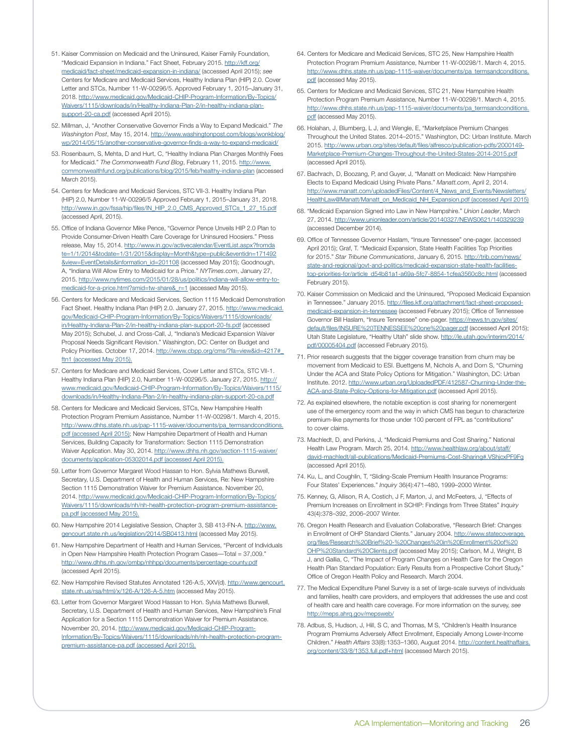51. Kaiser Commission on Medicaid and the Uninsured, Kaiser Family Foundation, "Medicaid Expansion in Indiana." Fact Sheet, February 2015. http://kff.org/medicaid/fact-sheet/medicaid-expansion-in-indiana/ (accessed April 2015); *see* Centers for Medicare and Medicaid Services, Healthy Indiana Plan (HIP) 2.0. Cover Letter and STCs, Number 11-W-00296/5. Approved February 1, 2015–January 31, 2018. http://www.medicaid.gov/Medicaid-CHIP-Program-Information/By-Topics/Waivers/1115/downloads/in/Healthy-Indiana-Plan-2/in-healthy-indiana-plan-support-20-ca.pdf (accessed April 2015).

52. Millman, J, "Another Conservative Governor Finds a Way to Expand Medicaid." *The Washington Post*, May 15, 2014. http://www.washingtonpost.com/blogs/wonkblog/wp/2014/05/15/another-conservative-governor-finds-a-way-to-expand-medicaid/

53. Rosenbaum, S, Mehta, D and Hurt, C, "Healthy Indiana Plan Charges Monthly Fees for Medicaid." *The Commonwealth Fund Blog*, February 11, 2015. http://www.commonwealthfund.org/publications/blog/2015/feb/healthy-indiana-plan (accessed March 2015).

54. Centers for Medicare and Medicaid Services, STC VII-3. Healthy Indiana Plan (HIP) 2.0, Number 11-W-00296/5 Approved February 1, 2015–January 31, 2018. http://www.in.gov/fssa/hip/files/IN_HIP_2.0_CMS_Approved_STCs_1_27_15.pdf (accessed April, 2015).

55. Office of Indiana Governor Mike Pence, "Governor Pence Unveils HIP 2.0 Plan to Provide Consumer-Driven Health Care Coverage for Uninsured Hoosiers." Press release, May 15, 2014. http://www.in.gov/activecalendar/EventList.aspx?fromdate=1/1/2014&todate=1/31/2015&display=Month&type=public&eventidn=171492&view=EventDetails&information_id=201108 (accessed May 2015); Goodnough, A, "Indiana Will Allow Entry to Medicaid for a Price." *NYTimes.com*, January 27, 2015. http://www.nytimes.com/2015/01/28/us/politics/indiana-will-allow-entry-to-medicaid-for-a-price.html?smid=tw-share&_r=1 (accessed May 2015).

56. Centers for Medicare and Medicaid Services, Section 1115 Medicaid Demonstration Fact Sheet. Healthy Indiana Plan (HIP) 2.0. January 27, 2015. http://www.medicaid.gov/Medicaid-CHIP-Program-Information/By-Topics/Waivers/1115/downloads/in/Healthy-Indiana-Plan-2/in-healthy-indiana-plan-support-20-fs.pdf (accessed May 2015); Schubel, J. and Cross-Call, J, "Indiana's Medicaid Expansion Waiver Proposal Needs Significant Revision." Washington, DC: Center on Budget and Policy Priorities. October 17, 2014. http://www.cbpp.org/cms/?fa=view&id=4217#_ftn1 (accessed May 2015).

57. Centers for Medicare and Medicaid Services, Cover Letter and STCs, STC VII-1. Healthy Indiana Plan (HIP) 2.0, Number 11-W-00296/5. January 27, 2015. http://www.medicaid.gov/Medicaid-CHIP-Program-Information/By-Topics/Waivers/1115/downloads/in/Healthy-Indiana-Plan-2/in-healthy-indiana-plan-support-20-ca.pdf

58. Centers for Medicare and Medicaid Services, STCs, New Hampshire Health Protection Program Premium Assistance, Number 11-W-00298/1. March 4, 2015. http://www.dhhs.state.nh.us/pap-1115-waiver/documents/pa_termsandconditions.pdf (accessed April 2015); New Hampshire Department of Health and Human Services, Building Capacity for Transformation: Section 1115 Demonstration Waiver Application. May 30, 2014. http://www.dhhs.nh.gov/section-1115-waiver/documents/application-05302014.pdf (accessed April 2015).

59. Letter from Governor Margaret Wood Hassan to Hon. Sylvia Mathews Burwell, Secretary, U.S. Department of Health and Human Services, Re: New Hampshire Section 1115 Demonstration Waiver for Premium Assistance. November 20, 2014. http://www.medicaid.gov/Medicaid-CHIP-Program-Information/By-Topics/Waivers/1115/downloads/nh/nh-health-protection-program-premium-assistance-pa.pdf (accessed May 2015).

60. New Hampshire 2014 Legislative Session, Chapter 3, SB 413-FN-A. http://www.gencourt.state.nh.us/legislation/2014/SB0413.html (accessed May 2015).

61. New Hampshire Department of Health and Human Services, "Percent of Individuals in Open New Hampshire Health Protection Program Cases—Total = 37,009." http://www.dhhs.nh.gov/ombp/nhhpp/documents/percentage-county.pdf (accessed April 2015).

62. New Hampshire Revised Statutes Annotated 126-A:5, XXV(d). http://www.gencourt.state.nh.us/rsa/html/x/126-A/126-A-5.htm (accessed May 2015).

63. Letter from Governor Margaret Wood Hassan to Hon. Sylvia Mathews Burwell, Secretary, U.S. Department of Health and Human Services, New Hampshire's Final Application for a Section 1115 Demonstration Waiver for Premium Assistance. November 20, 2014. http://www.medicaid.gov/Medicaid-CHIP-Program-Information/By-Topics/Waivers/1115/downloads/nh/nh-health-protection-program-premium-assistance-pa.pdf (accessed April 2015).

64. Centers for Medicare and Medicaid Services, STC 25, New Hampshire Health Protection Program Premium Assistance, Number 11-W-00298/1. March 4, 2015. http://www.dhhs.state.nh.us/pap-1115-waiver/documents/pa_termsandconditions.pdf (accessed May 2015).

65. Centers for Medicare and Medicaid Services, STC 21, New Hampshire Health Protection Program Premium Assistance, Number 11-W-00298/1. March 4, 2015. http://www.dhhs.state.nh.us/pap-1115-waiver/documents/pa_termsandconditions.pdf (accessed May 2015).

66. Holahan, J, Blumberg, L J, and Wengle, E, "Marketplace Premium Changes Throughout the United States. 2014–2015." Washington, DC: Urban Institute. March 2015. http://www.urban.org/sites/default/files/alfresco/publication-pdfs/2000149-Marketplace-Premium-Changes-Throughout-the-United-States-2014-2015.pdf (accessed April 2015).

67. Bachrach, D, Boozang, P, and Guyer, J, "Manatt on Medicaid: New Hampshire Elects to Expand Medicaid Using Private Plans." *Manatt.com*, April 2, 2014. http://www.manatt.com/uploadedFiles/Content/4_News_and_Events/Newsletters/HealthLaw@Manatt/Manatt_on_Medicaid_NH_Expansion.pdf (accessed April 2015)

68. "Medicaid Expansion Signed into Law in New Hampshire." *Union Leader*, March 27, 2014. http://www.unionleader.com/article/20140327/NEWS0621/140329239 (accessed December 2014).

69. Office of Tennessee Governor Haslam, "Insure Tennessee" one-pager. (accessed April 2015); Graf, T. "Medicaid Expansion, State Health Facilities Top Priorities for 2015." *Star Tribune Communications*, January 6, 2015. http://trib.com/news/state-and-regional/govt-and-politics/medicaid-expansion-state-health-facilities-top-priorities-for/article_d54b81a1-a69a-5fc7-8854-1cfea3560c8c.html (accessed February 2015).

70. Kaiser Commission on Medicaid and the Uninsured, "Proposed Medicaid Expansion in Tennessee." January 2015. http://files.kff.org/attachment/fact-sheet-proposed-medicaid-expansion-in-tennessee (accessed February 2015); Office of Tennessee Governor Bill Haslam, "Insure Tennessee" one-pager. https://news.tn.gov/sites/default/files/INSURE%20TENNESSEE%20one%20pager.pdf (accessed April 2015); Utah State Legislature, "Healthy Utah" slide show. http://le.utah.gov/interim/2014/pdf/00005404.pdf (accessed February 2015).

71. Prior research suggests that the bigger coverage transition from churn may be movement from Medicaid to ESI. Buettgens M, Nichols A, and Dorn S, "Churning Under the ACA and State Policy Options for Mitigation." Washington, DC: Urban Institute. 2012. http://www.urban.org/UploadedPDF/412587-Churning-Under-the-ACA-and-State-Policy-Options-for-Mitigation.pdf (accessed April 2015).

72. As explained elsewhere, the notable exception is cost sharing for nonemergent use of the emergency room and the way in which CMS has begun to characterize premium-like payments for those under 100 percent of FPL as "contributions" to cover claims.

73. Machledt, D, and Perkins, J, "Medicaid Premiums and Cost Sharing." National Health Law Program. March 25, 2014. http://www.healthlaw.org/about/staff/david-machledt/all-publications/Medicaid-Premiums-Cost-Sharing#.VShjcxPF9Fg (accessed April 2015).

74. Ku, L, and Coughlin, T, "Sliding-Scale Premium Health Insurance Programs: Four States' Experiences." *Inquiry* 36(4):471–480, 1999–2000 Winter.

75. Kenney, G, Allison, R A, Costich, J F, Marton, J, and McFeeters, J, "Effects of Premium Increases on Enrollment in SCHIP: Findings from Three States" *Inquiry* 43(4):378–392, 2006–2007 Winter.

76. Oregon Health Research and Evaluation Collaborative, "Research Brief: Changes in Enrollment of OHP Standard Clients." January 2004. http://www.statecoverage.org/files/Research%20Brief%20-%20Changes%20in%20Enrollment%20of%20OHP%20Standard%20Clients.pdf (accessed May 2015); Carlson, M J, Wright, B J, and Gallia, C, "The Impact of Program Changes on Health Care for the Oregon Health Plan Standard Population: Early Results from a Prospective Cohort Study." Office of Oregon Health Policy and Research. March 2004.

77. The Medical Expenditure Panel Survey is a set of large-scale surveys of individuals and families, health care providers, and employers that addresses the use and cost of health care and health care coverage. For more information on the survey, *see* http://meps.ahrq.gov/mepsweb/

78. Adbus, S, Hudson, J, Hill, S C, and Thomas, M S, "Children's Health Insurance Program Premiums Adversely Affect Enrollment, Especially Among Lower-Income Children." *Health Affairs* 33(8):1353–1360, August 2014. http://content.healthaffairs.org/content/33/8/1353.full.pdf+html (accessed March 2015).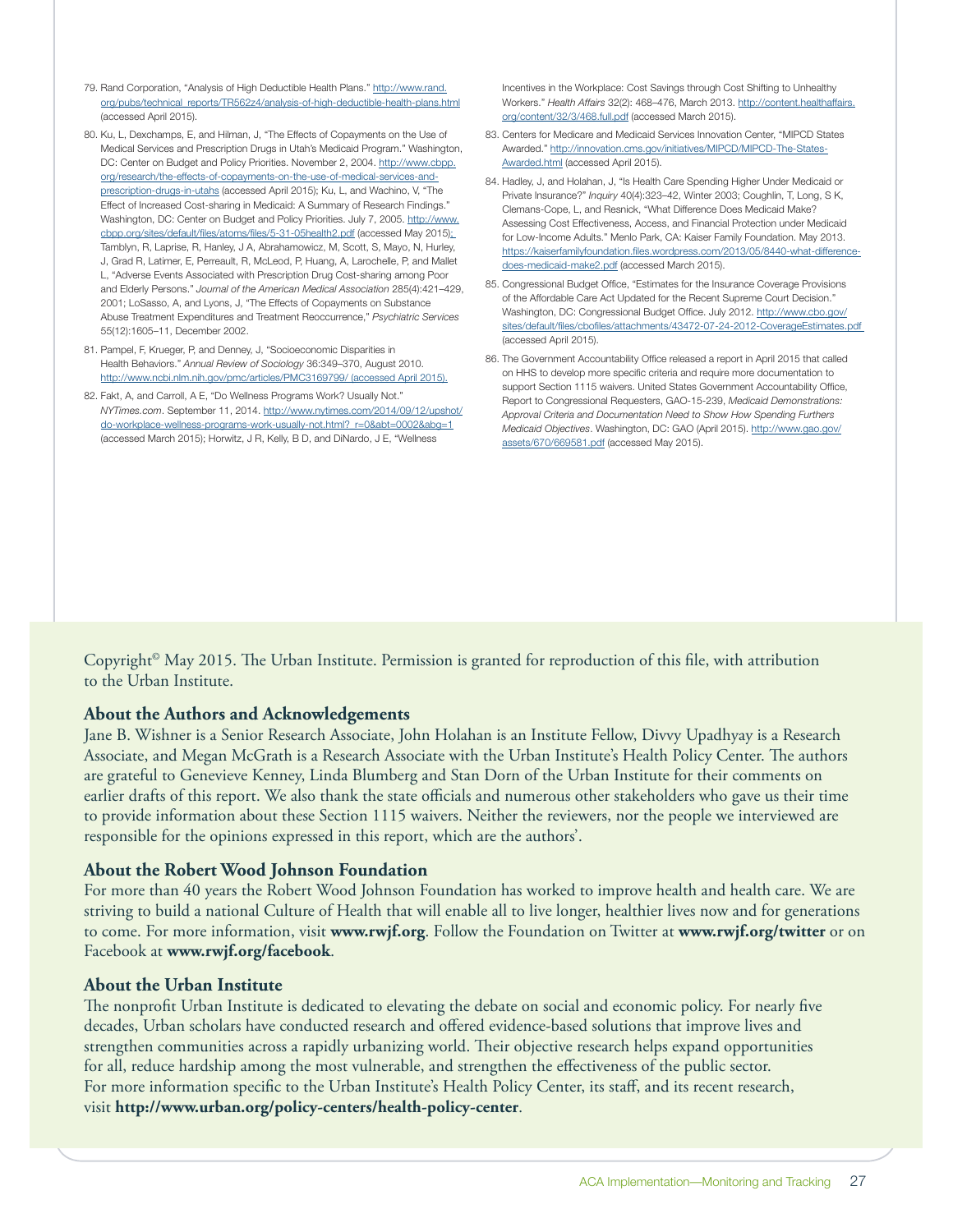79. Rand Corporation, "Analysis of High Deductible Health Plans." http://www.rand.org/pubs/technical_reports/TR562z4/analysis-of-high-deductible-health-plans.html (accessed April 2015).

80. Ku, L, Dexchamps, E, and Hilman, J, "The Effects of Copayments on the Use of Medical Services and Prescription Drugs in Utah's Medicaid Program." Washington, DC: Center on Budget and Policy Priorities. November 2, 2004. http://www.cbpp.org/research/the-effects-of-copayments-on-the-use-of-medical-services-and-prescription-drugs-in-utahs (accessed April 2015); Ku, L, and Wachino, V, "The Effect of Increased Cost-sharing in Medicaid: A Summary of Research Findings." Washington, DC: Center on Budget and Policy Priorities. July 7, 2005. http://www.cbpp.org/sites/default/files/atoms/files/5-31-05health2.pdf (accessed May 2015); Tamblyn, R, Laprise, R, Hanley, J A, Abrahamowicz, M, Scott, S, Mayo, N, Hurley, J, Grad R, Latimer, E, Perreault, R, McLeod, P, Huang, A, Larochelle, P, and Mallet L, "Adverse Events Associated with Prescription Drug Cost-sharing among Poor and Elderly Persons." *Journal of the American Medical Association* 285(4):421–429, 2001; LoSasso, A, and Lyons, J, "The Effects of Copayments on Substance Abuse Treatment Expenditures and Treatment Reoccurrence," *Psychiatric Services* 55(12):1605–11, December 2002.

81. Pampel, F, Krueger, P, and Denney, J, "Socioeconomic Disparities in Health Behaviors." *Annual Review of Sociology* 36:349–370, August 2010. http://www.ncbi.nlm.nih.gov/pmc/articles/PMC3169799/ (accessed April 2015).

82. Fakt, A, and Carroll, A E, "Do Wellness Programs Work? Usually Not." *NYTimes.com*. September 11, 2014. http://www.nytimes.com/2014/09/12/upshot/do-workplace-wellness-programs-work-usually-not.html?_r=0&abt=0002&abg=1 (accessed March 2015); Horwitz, J R, Kelly, B D, and DiNardo, J E, "Wellness Incentives in the Workplace: Cost Savings through Cost Shifting to Unhealthy Workers." *Health Affairs* 32(2): 468–476, March 2013. http://content.healthaffairs.org/content/32/3/468.full.pdf (accessed March 2015).

83. Centers for Medicare and Medicaid Services Innovation Center, "MIPCD States Awarded." http://innovation.cms.gov/initiatives/MIPCD/MIPCD-The-States-Awarded.html (accessed April 2015).

84. Hadley, J, and Holahan, J, "Is Health Care Spending Higher Under Medicaid or Private Insurance?" *Inquiry* 40(4):323–42, Winter 2003; Coughlin, T, Long, S K, Clemans-Cope, L, and Resnick, "What Difference Does Medicaid Make? Assessing Cost Effectiveness, Access, and Financial Protection under Medicaid for Low-Income Adults." Menlo Park, CA: Kaiser Family Foundation. May 2013. https://kaiserfamilyfoundation.files.wordpress.com/2013/05/8440-what-difference-does-medicaid-make2.pdf (accessed March 2015).

85. Congressional Budget Office, "Estimates for the Insurance Coverage Provisions of the Affordable Care Act Updated for the Recent Supreme Court Decision." Washington, DC: Congressional Budget Office. July 2012. http://www.cbo.gov/sites/default/files/cbofiles/attachments/43472-07-24-2012-CoverageEstimates.pdf (accessed April 2015).

86. The Government Accountability Office released a report in April 2015 that called on HHS to develop more specific criteria and require more documentation to support Section 1115 waivers. United States Government Accountability Office, Report to Congressional Requesters, GAO-15-239, *Medicaid Demonstrations: Approval Criteria and Documentation Need to Show How Spending Furthers Medicaid Objectives*. Washington, DC: GAO (April 2015). http://www.gao.gov/assets/670/669581.pdf (accessed May 2015).

Copyright© May 2015. The Urban Institute. Permission is granted for reproduction of this file, with attribution to the Urban Institute.

### About the Authors and Acknowledgements

Jane B. Wishner is a Senior Research Associate, John Holahan is an Institute Fellow, Divvy Upadhyay is a Research Associate, and Megan McGrath is a Research Associate with the Urban Institute's Health Policy Center. The authors are grateful to Genevieve Kenney, Linda Blumberg and Stan Dorn of the Urban Institute for their comments on earlier drafts of this report. We also thank the state officials and numerous other stakeholders who gave us their time to provide information about these Section 1115 waivers. Neither the reviewers, nor the people we interviewed are responsible for the opinions expressed in this report, which are the authors'.

### About the Robert Wood Johnson Foundation

For more than 40 years the Robert Wood Johnson Foundation has worked to improve health and health care. We are striving to build a national Culture of Health that will enable all to live longer, healthier lives now and for generations to come. For more information, visit **www.rwjf.org**. Follow the Foundation on Twitter at **www.rwjf.org/twitter** or on Facebook at **www.rwjf.org/facebook**.

### About the Urban Institute

The nonprofit Urban Institute is dedicated to elevating the debate on social and economic policy. For nearly five decades, Urban scholars have conducted research and offered evidence-based solutions that improve lives and strengthen communities across a rapidly urbanizing world. Their objective research helps expand opportunities for all, reduce hardship among the most vulnerable, and strengthen the effectiveness of the public sector. For more information specific to the Urban Institute's Health Policy Center, its staff, and its recent research, visit **http://www.urban.org/policy-centers/health-policy-center**.